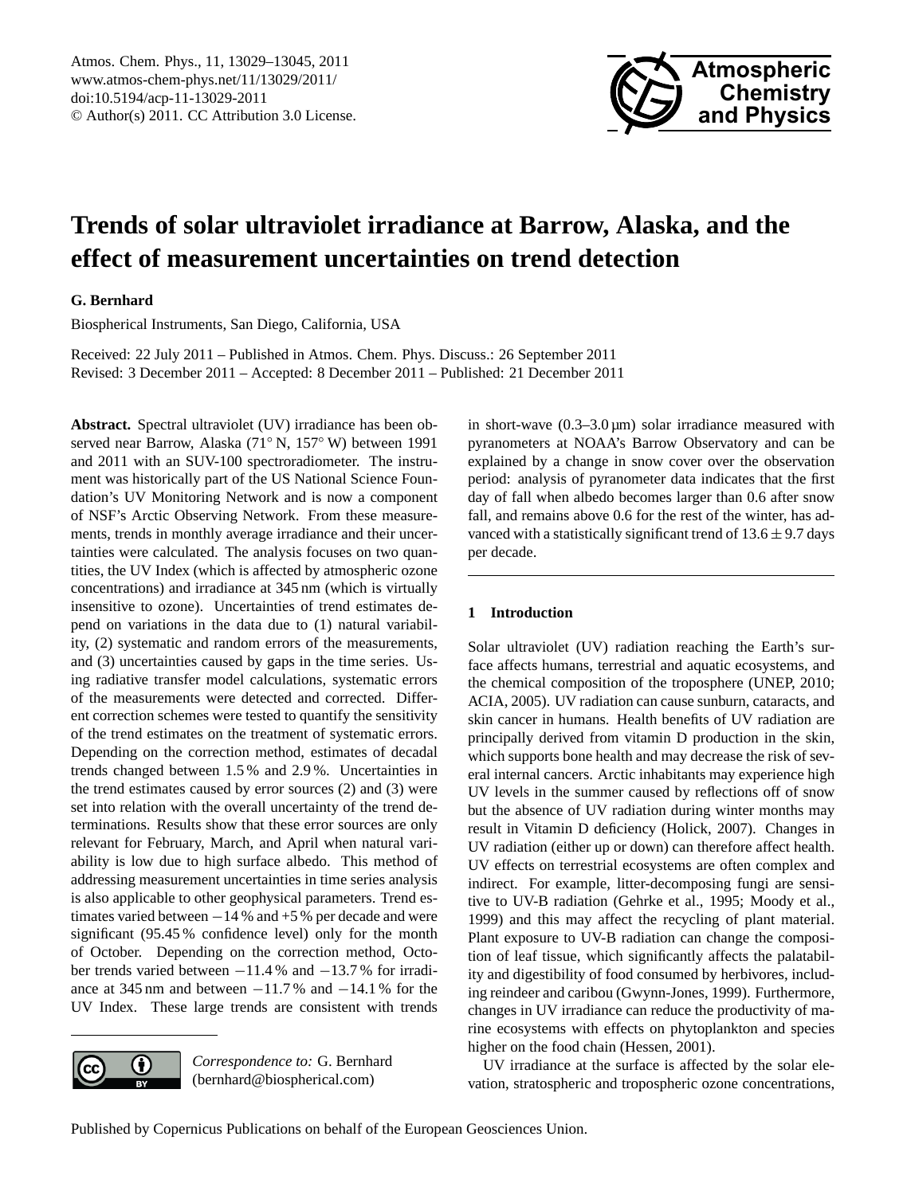# Trends of solar ultraviolet irradiance at Barrow, Alaska, and the effect of measurement uncertainties on trend detection

**G. Bernhard**

Biospherical Instruments, San Diego, California, USA

Received: 22 July 2011 – Published in Atmos. Chem. Phys. Discuss.: 26 September 2011
Revised: 3 December 2011 – Accepted: 8 December 2011 – Published: 21 December 2011

**Abstract.** Spectral ultraviolet (UV) irradiance has been observed near Barrow, Alaska (71° N, 157° W) between 1991 and 2011 with an SUV-100 spectroradiometer. The instrument was historically part of the US National Science Foundation's UV Monitoring Network and is now a component of NSF's Arctic Observing Network. From these measurements, trends in monthly average irradiance and their uncertainties were calculated. The analysis focuses on two quantities, the UV Index (which is affected by atmospheric ozone concentrations) and irradiance at 345 nm (which is virtually insensitive to ozone). Uncertainties of trend estimates depend on variations in the data due to (1) natural variability, (2) systematic and random errors of the measurements, and (3) uncertainties caused by gaps in the time series. Using radiative transfer model calculations, systematic errors of the measurements were detected and corrected. Different correction schemes were tested to quantify the sensitivity of the trend estimates on the treatment of systematic errors. Depending on the correction method, estimates of decadal trends changed between 1.5 % and 2.9 %. Uncertainties in the trend estimates caused by error sources (2) and (3) were set into relation with the overall uncertainty of the trend determinations. Results show that these error sources are only relevant for February, March, and April when natural variability is low due to high surface albedo. This method of addressing measurement uncertainties in time series analysis is also applicable to other geophysical parameters. Trend estimates varied between −14 % and +5 % per decade and were significant (95.45 % confidence level) only for the month of October. Depending on the correction method, October trends varied between −11.4 % and −13.7 % for irradiance at 345 nm and between −11.7 % and −14.1 % for the UV Index. These large trends are consistent with trends in short-wave (0.3–3.0 μm) solar irradiance measured with pyranometers at NOAA's Barrow Observatory and can be explained by a change in snow cover over the observation period: analysis of pyranometer data indicates that the first day of fall when albedo becomes larger than 0.6 after snow fall, and remains above 0.6 for the rest of the winter, has advanced with a statistically significant trend of $13.6 \pm 9.7$ days per decade.

*Correspondence to:* G. Bernhard (bernhard@biospherical.com)

## 1 Introduction

Solar ultraviolet (UV) radiation reaching the Earth's surface affects humans, terrestrial and aquatic ecosystems, and the chemical composition of the troposphere (UNEP, 2010; ACIA, 2005). UV radiation can cause sunburn, cataracts, and skin cancer in humans. Health benefits of UV radiation are principally derived from vitamin D production in the skin, which supports bone health and may decrease the risk of several internal cancers. Arctic inhabitants may experience high UV levels in the summer caused by reflections off of snow but the absence of UV radiation during winter months may result in Vitamin D deficiency (Holick, 2007). Changes in UV radiation (either up or down) can therefore affect health. UV effects on terrestrial ecosystems are often complex and indirect. For example, litter-decomposing fungi are sensitive to UV-B radiation (Gehrke et al., 1995; Moody et al., 1999) and this may affect the recycling of plant material. Plant exposure to UV-B radiation can change the composition of leaf tissue, which significantly affects the palatability and digestibility of food consumed by herbivores, including reindeer and caribou (Gwynn-Jones, 1999). Furthermore, changes in UV irradiance can reduce the productivity of marine ecosystems with effects on phytoplankton and species higher on the food chain (Hessen, 2001).

UV irradiance at the surface is affected by the solar elevation, stratospheric and tropospheric ozone concentrations,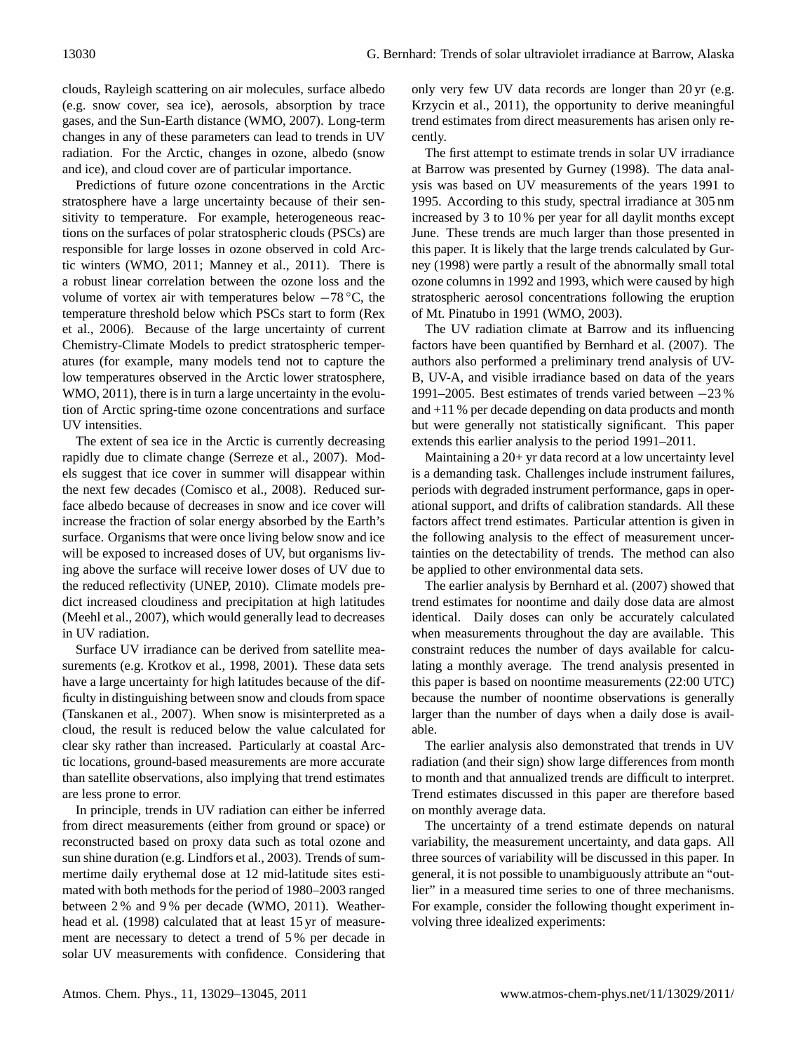clouds, Rayleigh scattering on air molecules, surface albedo (e.g. snow cover, sea ice), aerosols, absorption by trace gases, and the Sun-Earth distance (WMO, 2007). Long-term changes in any of these parameters can lead to trends in UV radiation. For the Arctic, changes in ozone, albedo (snow and ice), and cloud cover are of particular importance.

Predictions of future ozone concentrations in the Arctic stratosphere have a large uncertainty because of their sensitivity to temperature. For example, heterogeneous reactions on the surfaces of polar stratospheric clouds (PSCs) are responsible for large losses in ozone observed in cold Arctic winters (WMO, 2011; Manney et al., 2011). There is a robust linear correlation between the ozone loss and the volume of vortex air with temperatures below −78 °C, the temperature threshold below which PSCs start to form (Rex et al., 2006). Because of the large uncertainty of current Chemistry-Climate Models to predict stratospheric temperatures (for example, many models tend not to capture the low temperatures observed in the Arctic lower stratosphere, WMO, 2011), there is in turn a large uncertainty in the evolution of Arctic spring-time ozone concentrations and surface UV intensities.

The extent of sea ice in the Arctic is currently decreasing rapidly due to climate change (Serreze et al., 2007). Models suggest that ice cover in summer will disappear within the next few decades (Comisco et al., 2008). Reduced surface albedo because of decreases in snow and ice cover will increase the fraction of solar energy absorbed by the Earth's surface. Organisms that were once living below snow and ice will be exposed to increased doses of UV, but organisms living above the surface will receive lower doses of UV due to the reduced reflectivity (UNEP, 2010). Climate models predict increased cloudiness and precipitation at high latitudes (Meehl et al., 2007), which would generally lead to decreases in UV radiation.

Surface UV irradiance can be derived from satellite measurements (e.g. Krotkov et al., 1998, 2001). These data sets have a large uncertainty for high latitudes because of the difficulty in distinguishing between snow and clouds from space (Tanskanen et al., 2007). When snow is misinterpreted as a cloud, the result is reduced below the value calculated for clear sky rather than increased. Particularly at coastal Arctic locations, ground-based measurements are more accurate than satellite observations, also implying that trend estimates are less prone to error.

In principle, trends in UV radiation can either be inferred from direct measurements (either from ground or space) or reconstructed based on proxy data such as total ozone and sun shine duration (e.g. Lindfors et al., 2003). Trends of summertime daily erythemal dose at 12 mid-latitude sites estimated with both methods for the period of 1980–2003 ranged between 2 % and 9 % per decade (WMO, 2011). Weatherhead et al. (1998) calculated that at least 15 yr of measurement are necessary to detect a trend of 5 % per decade in solar UV measurements with confidence. Considering that only very few UV data records are longer than 20 yr (e.g. Krzycin et al., 2011), the opportunity to derive meaningful trend estimates from direct measurements has arisen only recently.

The first attempt to estimate trends in solar UV irradiance at Barrow was presented by Gurney (1998). The data analysis was based on UV measurements of the years 1991 to 1995. According to this study, spectral irradiance at 305 nm increased by 3 to 10 % per year for all daylit months except June. These trends are much larger than those presented in this paper. It is likely that the large trends calculated by Gurney (1998) were partly a result of the abnormally small total ozone columns in 1992 and 1993, which were caused by high stratospheric aerosol concentrations following the eruption of Mt. Pinatubo in 1991 (WMO, 2003).

The UV radiation climate at Barrow and its influencing factors have been quantified by Bernhard et al. (2007). The authors also performed a preliminary trend analysis of UV-B, UV-A, and visible irradiance based on data of the years 1991–2005. Best estimates of trends varied between −23 % and +11 % per decade depending on data products and month but were generally not statistically significant. This paper extends this earlier analysis to the period 1991–2011.

Maintaining a 20+ yr data record at a low uncertainty level is a demanding task. Challenges include instrument failures, periods with degraded instrument performance, gaps in operational support, and drifts of calibration standards. All these factors affect trend estimates. Particular attention is given in the following analysis to the effect of measurement uncertainties on the detectability of trends. The method can also be applied to other environmental data sets.

The earlier analysis by Bernhard et al. (2007) showed that trend estimates for noontime and daily dose data are almost identical. Daily doses can only be accurately calculated when measurements throughout the day are available. This constraint reduces the number of days available for calculating a monthly average. The trend analysis presented in this paper is based on noontime measurements (22:00 UTC) because the number of noontime observations is generally larger than the number of days when a daily dose is available.

The earlier analysis also demonstrated that trends in UV radiation (and their sign) show large differences from month to month and that annualized trends are difficult to interpret. Trend estimates discussed in this paper are therefore based on monthly average data.

The uncertainty of a trend estimate depends on natural variability, the measurement uncertainty, and data gaps. All three sources of variability will be discussed in this paper. In general, it is not possible to unambiguously attribute an "outlier" in a measured time series to one of three mechanisms. For example, consider the following thought experiment involving three idealized experiments: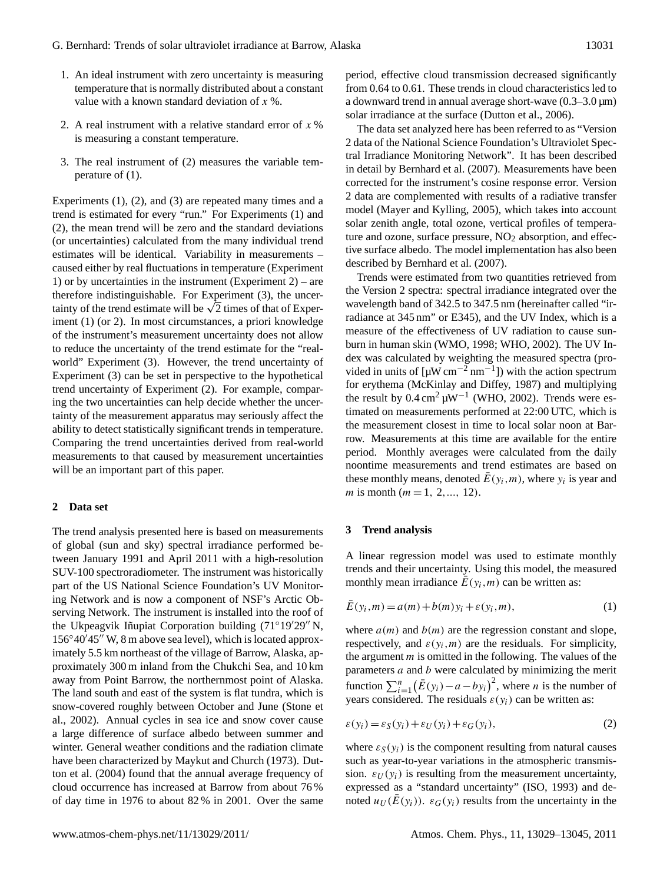1. An ideal instrument with zero uncertainty is measuring temperature that is normally distributed about a constant value with a known standard deviation of $x$ %.

2. A real instrument with a relative standard error of $x$ % is measuring a constant temperature.

3. The real instrument of (2) measures the variable temperature of (1).

Experiments (1), (2), and (3) are repeated many times and a trend is estimated for every "run." For Experiments (1) and (2), the mean trend will be zero and the standard deviations (or uncertainties) calculated from the many individual trend estimates will be identical. Variability in measurements – caused either by real fluctuations in temperature (Experiment 1) or by uncertainties in the instrument (Experiment 2) – are therefore indistinguishable. For Experiment (3), the uncertainty of the trend estimate will be $\sqrt{2}$ times of that of Experiment (1) (or 2). In most circumstances, a priori knowledge of the instrument's measurement uncertainty does not allow to reduce the uncertainty of the trend estimate for the "real-world" Experiment (3). However, the trend uncertainty of Experiment (3) can be set in perspective to the hypothetical trend uncertainty of Experiment (2). For example, comparing the two uncertainties can help decide whether the uncertainty of the measurement apparatus may seriously affect the ability to detect statistically significant trends in temperature. Comparing the trend uncertainties derived from real-world measurements to that caused by measurement uncertainties will be an important part of this paper.

## 2 Data set

The trend analysis presented here is based on measurements of global (sun and sky) spectral irradiance performed between January 1991 and April 2011 with a high-resolution SUV-100 spectroradiometer. The instrument was historically part of the US National Science Foundation's UV Monitoring Network and is now a component of NSF's Arctic Observing Network. The instrument is installed into the roof of the Ukpeagvik Iñupiat Corporation building (71°19′29″ N, 156°40′45″ W, 8 m above sea level), which is located approximately 5.5 km northeast of the village of Barrow, Alaska, approximately 300 m inland from the Chukchi Sea, and 10 km away from Point Barrow, the northernmost point of Alaska. The land south and east of the system is flat tundra, which is snow-covered roughly between October and June (Stone et al., 2002). Annual cycles in sea ice and snow cover cause a large difference of surface albedo between summer and winter. General weather conditions and the radiation climate have been characterized by Maykut and Church (1973). Dutton et al. (2004) found that the annual average frequency of cloud occurrence has increased at Barrow from about 76 % of day time in 1976 to about 82 % in 2001. Over the same period, effective cloud transmission decreased significantly from 0.64 to 0.61. These trends in cloud characteristics led to a downward trend in annual average short-wave (0.3–3.0 µm) solar irradiance at the surface (Dutton et al., 2006).

The data set analyzed here has been referred to as "Version 2 data of the National Science Foundation's Ultraviolet Spectral Irradiance Monitoring Network". It has been described in detail by Bernhard et al. (2007). Measurements have been corrected for the instrument's cosine response error. Version 2 data are complemented with results of a radiative transfer model (Mayer and Kylling, 2005), which takes into account solar zenith angle, total ozone, vertical profiles of temperature and ozone, surface pressure, $NO_2$ absorption, and effective surface albedo. The model implementation has also been described by Bernhard et al. (2007).

Trends were estimated from two quantities retrieved from the Version 2 spectra: spectral irradiance integrated over the wavelength band of 342.5 to 347.5 nm (hereinafter called "irradiance at 345 nm" or E345), and the UV Index, which is a measure of the effectiveness of UV radiation to cause sunburn in human skin (WMO, 1998; WHO, 2002). The UV Index was calculated by weighting the measured spectra (provided in units of [$\mu W\, cm^{-2}\, nm^{-1}$]) with the action spectrum for erythema (McKinlay and Diffey, 1987) and multiplying the result by $0.4\, cm^2\, \mu W^{-1}$ (WHO, 2002). Trends were estimated on measurements performed at 22:00 UTC, which is the measurement closest in time to local solar noon at Barrow. Measurements at this time are available for the entire period. Monthly averages were calculated from the daily noontime measurements and trend estimates are based on these monthly means, denoted $\bar{E}(y_i,m)$, where $y_i$ is year and $m$ is month ($m = 1, 2, ..., 12$).

## 3 Trend analysis

A linear regression model was used to estimate monthly trends and their uncertainty. Using this model, the measured monthly mean irradiance $\bar{E}(y_i,m)$ can be written as:

$$\bar{E}(y_i,m) = a(m) + b(m)y_i + \varepsilon(y_i,m), \tag{1}$$

where $a(m)$ and $b(m)$ are the regression constant and slope, respectively, and $\varepsilon(y_i,m)$ are the residuals. For simplicity, the argument $m$ is omitted in the following. The values of the parameters $a$ and $b$ were calculated by minimizing the merit function $\sum_{i=1}^{n}\left(\bar{E}(y_i) - a - by_i\right)^2$, where $n$ is the number of years considered. The residuals $\varepsilon(y_i)$ can be written as:

$$\varepsilon(y_i) = \varepsilon_S(y_i) + \varepsilon_U(y_i) + \varepsilon_G(y_i), \tag{2}$$

where $\varepsilon_S(y_i)$ is the component resulting from natural causes such as year-to-year variations in the atmospheric transmission. $\varepsilon_U(y_i)$ is resulting from the measurement uncertainty, expressed as a "standard uncertainty" (ISO, 1993) and denoted $u_U(\bar{E}(y_i))$. $\varepsilon_G(y_i)$ results from the uncertainty in the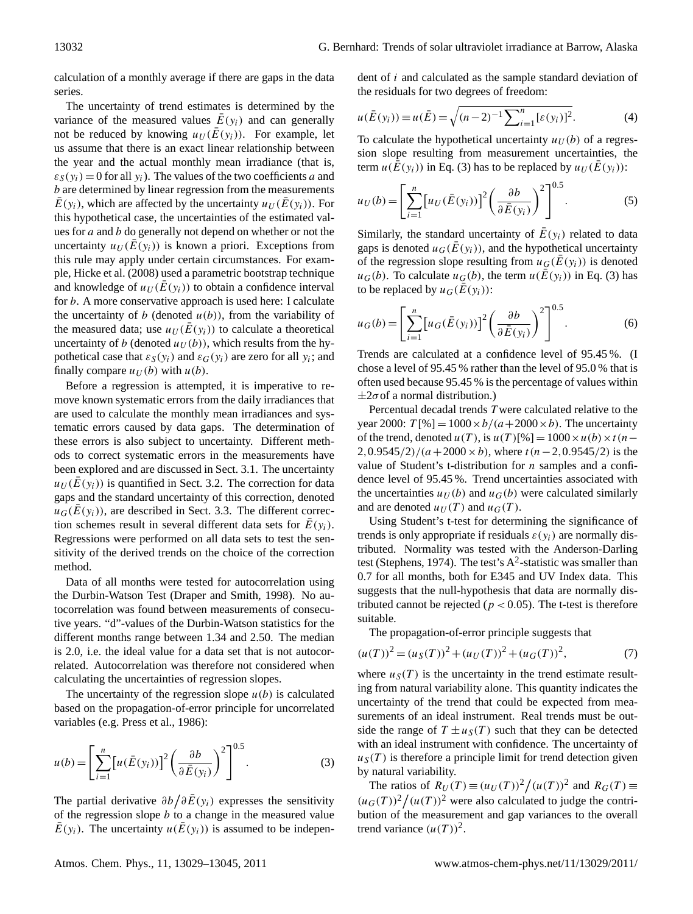calculation of a monthly average if there are gaps in the data series.

The uncertainty of trend estimates is determined by the variance of the measured values $\bar{E}(y_i)$ and can generally not be reduced by knowing $u_U(\bar{E}(y_i))$. For example, let us assume that there is an exact linear relationship between the year and the actual monthly mean irradiance (that is, $\varepsilon_S(y_i) = 0$ for all $y_i$). The values of the two coefficients $a$ and $b$ are determined by linear regression from the measurements $\bar{E}(y_i)$, which are affected by the uncertainty $u_U(\bar{E}(y_i))$. For this hypothetical case, the uncertainties of the estimated values for $a$ and $b$ do generally not depend on whether or not the uncertainty $u_U(\bar{E}(y_i))$ is known a priori. Exceptions from this rule may apply under certain circumstances. For example, Hicke et al. (2008) used a parametric bootstrap technique and knowledge of $u_U(\bar{E}(y_i))$ to obtain a confidence interval for $b$. A more conservative approach is used here: I calculate the uncertainty of $b$ (denoted $u(b)$), from the variability of the measured data; use $u_U(\bar{E}(y_i))$ to calculate a theoretical uncertainty of $b$ (denoted $u_U(b)$), which results from the hypothetical case that $\varepsilon_S(y_i)$ and $\varepsilon_G(y_i)$ are zero for all $y_i$; and finally compare $u_U(b)$ with $u(b)$.

Before a regression is attempted, it is imperative to remove known systematic errors from the daily irradiances that are used to calculate the monthly mean irradiances and systematic errors caused by data gaps. The determination of these errors is also subject to uncertainty. Different methods to correct systematic errors in the measurements have been explored and are discussed in Sect. 3.1. The uncertainty $u_U(\bar{E}(y_i))$ is quantified in Sect. 3.2. The correction for data gaps and the standard uncertainty of this correction, denoted $u_G(\bar{E}(y_i))$, are described in Sect. 3.3. The different correction schemes result in several different data sets for $\bar{E}(y_i)$. Regressions were performed on all data sets to test the sensitivity of the derived trends on the choice of the correction method.

Data of all months were tested for autocorrelation using the Durbin-Watson Test (Draper and Smith, 1998). No autocorrelation was found between measurements of consecutive years. "d"-values of the Durbin-Watson statistics for the different months range between 1.34 and 2.50. The median is 2.0, i.e. the ideal value for a data set that is not autocorrelated. Autocorrelation was therefore not considered when calculating the uncertainties of regression slopes.

The uncertainty of the regression slope $u(b)$ is calculated based on the propagation-of-error principle for uncorrelated variables (e.g. Press et al., 1986):

$$u(b) = \left[\sum_{i=1}^{n} \left[u(\bar{E}(y_i))\right]^2 \left(\frac{\partial b}{\partial \bar{E}(y_i)}\right)^2\right]^{0.5}. \tag{3}$$

The partial derivative $\partial b / \partial \bar{E}(y_i)$ expresses the sensitivity of the regression slope $b$ to a change in the measured value $\bar{E}(y_i)$. The uncertainty $u(\bar{E}(y_i))$ is assumed to be independent of $i$ and calculated as the sample standard deviation of the residuals for two degrees of freedom:

$$u(\bar{E}(y_i)) \equiv u(\bar{E}) = \sqrt{(n-2)^{-1} \sum_{i=1}^{n} [\varepsilon(y_i)]^2}. \tag{4}$$

To calculate the hypothetical uncertainty $u_U(b)$ of a regression slope resulting from measurement uncertainties, the term $u(\bar{E}(y_i))$ in Eq. (3) has to be replaced by $u_U(\bar{E}(y_i))$:

$$u_U(b) = \left[\sum_{i=1}^{n} \left[u_U(\bar{E}(y_i))\right]^2 \left(\frac{\partial b}{\partial \bar{E}(y_i)}\right)^2\right]^{0.5}. \tag{5}$$

Similarly, the standard uncertainty of $\bar{E}(y_i)$ related to data gaps is denoted $u_G(\bar{E}(y_i))$, and the hypothetical uncertainty of the regression slope resulting from $u_G(\bar{E}(y_i))$ is denoted $u_G(b)$. To calculate $u_G(b)$, the term $u(\bar{E}(y_i))$ in Eq. (3) has to be replaced by $u_G(\bar{E}(y_i))$:

$$u_G(b) = \left[\sum_{i=1}^{n} \left[u_G(\bar{E}(y_i))\right]^2 \left(\frac{\partial b}{\partial \bar{E}(y_i)}\right)^2\right]^{0.5}. \tag{6}$$

Trends are calculated at a confidence level of 95.45 %. (I chose a level of 95.45 % rather than the level of 95.0 % that is often used because 95.45 % is the percentage of values within $\pm 2\sigma$ of a normal distribution.)

Percentual decadal trends $T$ were calculated relative to the year 2000: $T[\%] = 1000 \times b/(a + 2000 \times b)$. The uncertainty of the trend, denoted $u(T)$, is $u(T)[\%] = 1000 \times u(b) \times t(n - 2, 0.9545/2)/(a + 2000 \times b)$, where $t(n-2, 0.9545/2)$ is the value of Student's t-distribution for $n$ samples and a confidence level of 95.45 %. Trend uncertainties associated with the uncertainties $u_U(b)$ and $u_G(b)$ were calculated similarly and are denoted $u_U(T)$ and $u_G(T)$.

Using Student's t-test for determining the significance of trends is only appropriate if residuals $\varepsilon(y_i)$ are normally distributed. Normality was tested with the Anderson-Darling test (Stephens, 1974). The test's $A^2$-statistic was smaller than 0.7 for all months, both for E345 and UV Index data. This suggests that the null-hypothesis that data are normally distributed cannot be rejected ($p < 0.05$). The t-test is therefore suitable.

The propagation-of-error principle suggests that

$$(u(T))^2 = (u_S(T))^2 + (u_U(T))^2 + (u_G(T))^2, \tag{7}$$

where $u_S(T)$ is the uncertainty in the trend estimate resulting from natural variability alone. This quantity indicates the uncertainty of the trend that could be expected from measurements of an ideal instrument. Real trends must be outside the range of $T \pm u_S(T)$ such that they can be detected with an ideal instrument with confidence. The uncertainty of $u_S(T)$ is therefore a principle limit for trend detection given by natural variability.

The ratios of $R_U(T) \equiv (u_U(T))^2 / (u(T))^2$ and $R_G(T) \equiv (u_G(T))^2 / (u(T))^2$ were also calculated to judge the contribution of the measurement and gap variances to the overall trend variance $(u(T))^2$.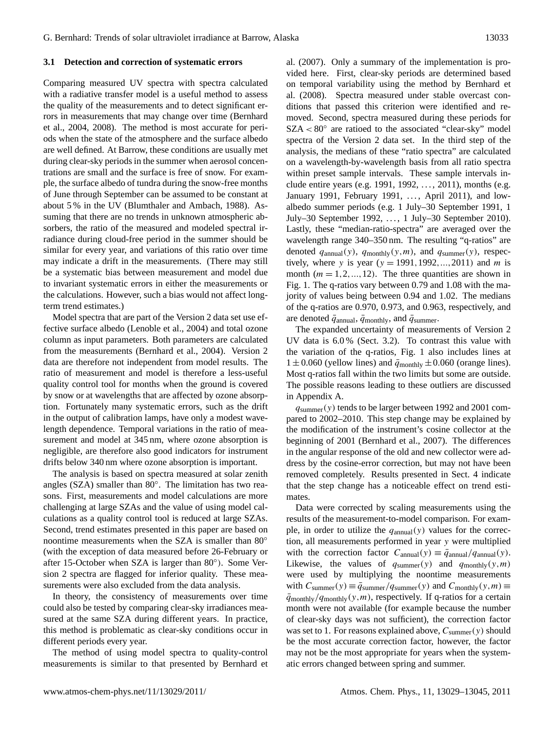### 3.1 Detection and correction of systematic errors

Comparing measured UV spectra with spectra calculated with a radiative transfer model is a useful method to assess the quality of the measurements and to detect significant errors in measurements that may change over time (Bernhard et al., 2004, 2008). The method is most accurate for periods when the state of the atmosphere and the surface albedo are well defined. At Barrow, these conditions are usually met during clear-sky periods in the summer when aerosol concentrations are small and the surface is free of snow. For example, the surface albedo of tundra during the snow-free months of June through September can be assumed to be constant at about 5 % in the UV (Blumthaler and Ambach, 1988). Assuming that there are no trends in unknown atmospheric absorbers, the ratio of the measured and modeled spectral irradiance during cloud-free period in the summer should be similar for every year, and variations of this ratio over time may indicate a drift in the measurements. (There may still be a systematic bias between measurement and model due to invariant systematic errors in either the measurements or the calculations. However, such a bias would not affect long-term trend estimates.)

Model spectra that are part of the Version 2 data set use effective surface albedo (Lenoble et al., 2004) and total ozone column as input parameters. Both parameters are calculated from the measurements (Bernhard et al., 2004). Version 2 data are therefore not independent from model results. The ratio of measurement and model is therefore a less-useful quality control tool for months when the ground is covered by snow or at wavelengths that are affected by ozone absorption. Fortunately many systematic errors, such as the drift in the output of calibration lamps, have only a modest wavelength dependence. Temporal variations in the ratio of measurement and model at 345 nm, where ozone absorption is negligible, are therefore also good indicators for instrument drifts below 340 nm where ozone absorption is important.

The analysis is based on spectra measured at solar zenith angles (SZA) smaller than 80°. The limitation has two reasons. First, measurements and model calculations are more challenging at large SZAs and the value of using model calculations as a quality control tool is reduced at large SZAs. Second, trend estimates presented in this paper are based on noontime measurements when the SZA is smaller than 80° (with the exception of data measured before 26-February or after 15-October when SZA is larger than 80°). Some Version 2 spectra are flagged for inferior quality. These measurements were also excluded from the data analysis.

In theory, the consistency of measurements over time could also be tested by comparing clear-sky irradiances measured at the same SZA during different years. In practice, this method is problematic as clear-sky conditions occur in different periods every year.

The method of using model spectra to quality-control measurements is similar to that presented by Bernhard et al. (2007). Only a summary of the implementation is provided here. First, clear-sky periods are determined based on temporal variability using the method by Bernhard et al. (2008). Spectra measured under stable overcast conditions that passed this criterion were identified and removed. Second, spectra measured during these periods for SZA < 80° are ratioed to the associated "clear-sky" model spectra of the Version 2 data set. In the third step of the analysis, the medians of these "ratio spectra" are calculated on a wavelength-by-wavelength basis from all ratio spectra within preset sample intervals. These sample intervals include entire years (e.g. 1991, 1992, ..., 2011), months (e.g. January 1991, February 1991, ..., April 2011), and low-albedo summer periods (e.g. 1 July–30 September 1991, 1 July–30 September 1992, ..., 1 July–30 September 2010). Lastly, these "median-ratio-spectra" are averaged over the wavelength range 340–350 nm. The resulting "q-ratios" are denoted $q_{\text{annual}}(y)$, $q_{\text{monthly}}(y,m)$, and $q_{\text{summer}}(y)$, respectively, where $y$ is year ($y = 1991, 1992, ..., 2011$) and $m$ is month ($m = 1, 2, ..., 12$). The three quantities are shown in Fig. 1. The q-ratios vary between 0.79 and 1.08 with the majority of values being between 0.94 and 1.02. The medians of the q-ratios are 0.970, 0.973, and 0.963, respectively, and are denoted $\bar{q}_{\text{annual}}$, $\bar{q}_{\text{monthly}}$, and $\bar{q}_{\text{summer}}$.

The expanded uncertainty of measurements of Version 2 UV data is 6.0 % (Sect. 3.2). To contrast this value with the variation of the q-ratios, Fig. 1 also includes lines at $1 \pm 0.060$ (yellow lines) and $\bar{q}_{\text{monthly}} \pm 0.060$ (orange lines). Most q-ratios fall within the two limits but some are outside. The possible reasons leading to these outliers are discussed in Appendix A.

$q_{\text{summer}}(y)$ tends to be larger between 1992 and 2001 compared to 2002–2010. This step change may be explained by the modification of the instrument's cosine collector at the beginning of 2001 (Bernhard et al., 2007). The differences in the angular response of the old and new collector were address by the cosine-error correction, but may not have been removed completely. Results presented in Sect. 4 indicate that the step change has a noticeable effect on trend estimates.

Data were corrected by scaling measurements using the results of the measurement-to-model comparison. For example, in order to utilize the $q_{\text{annual}}(y)$ values for the correction, all measurements performed in year $y$ were multiplied with the correction factor $C_{\text{annual}}(y) \equiv \bar{q}_{\text{annual}}/q_{\text{annual}}(y)$. Likewise, the values of $q_{\text{summer}}(y)$ and $q_{\text{monthly}}(y,m)$ were used by multiplying the noontime measurements with $C_{\text{summer}}(y) \equiv \bar{q}_{\text{summer}}/q_{\text{summer}}(y)$ and $C_{\text{monthly}}(y,m) \equiv \bar{q}_{\text{monthly}}/q_{\text{monthly}}(y,m)$, respectively. If q-ratios for a certain month were not available (for example because the number of clear-sky days was not sufficient), the correction factor was set to 1. For reasons explained above, $C_{\text{summer}}(y)$ should be the most accurate correction factor, however, the factor may not be the most appropriate for years when the systematic errors changed between spring and summer.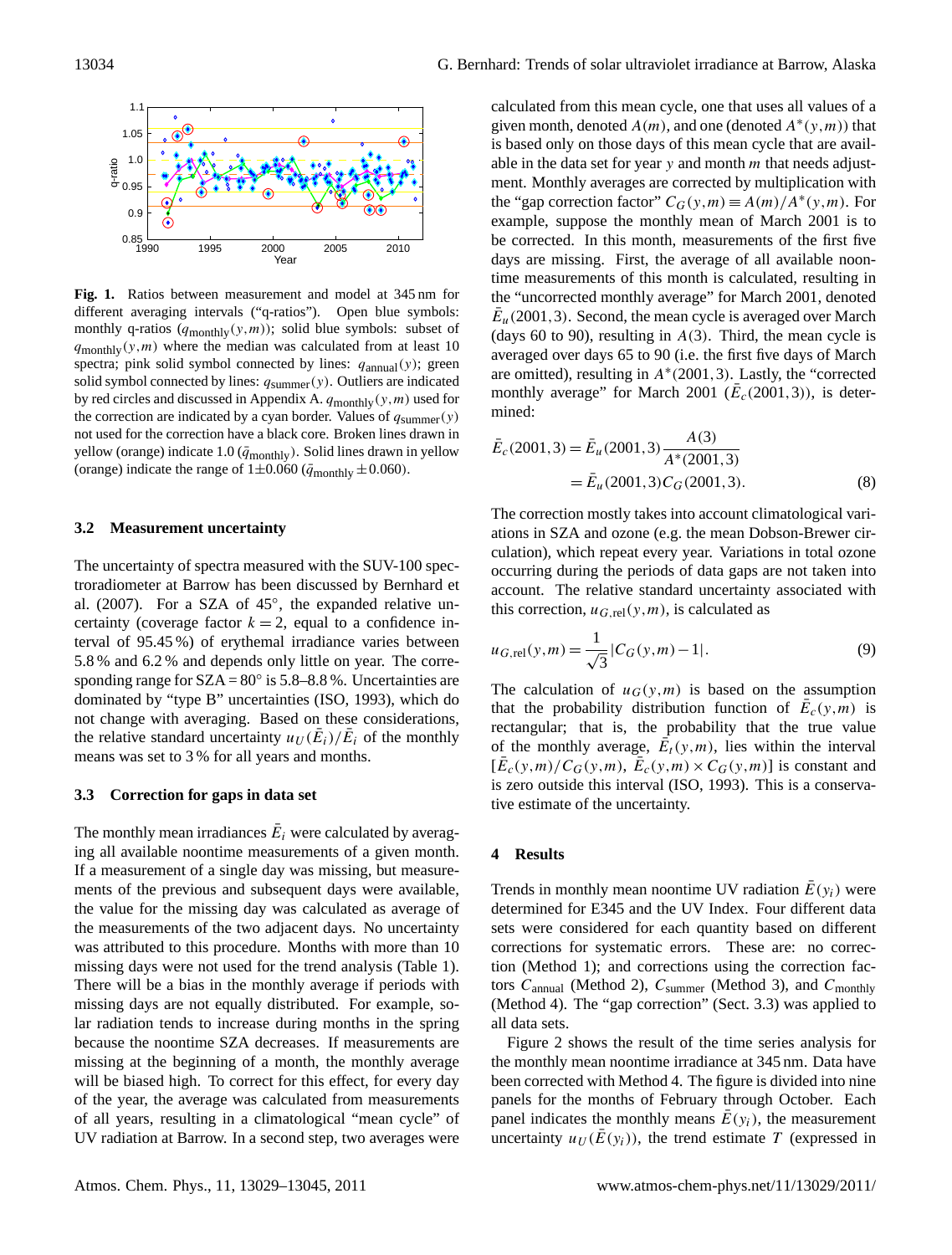**Fig. 1.** Ratios between measurement and model at 345 nm for different averaging intervals ("q-ratios"). Open blue symbols: monthly q-ratios ($q_{\mathrm{monthly}}(y,m)$); solid blue symbols: subset of $q_{\mathrm{monthly}}(y,m)$ where the median was calculated from at least 10 spectra; pink solid symbol connected by lines: $q_{\mathrm{annual}}(y)$; green solid symbol connected by lines: $q_{\mathrm{summer}}(y)$. Outliers are indicated by red circles and discussed in Appendix A. $q_{\mathrm{monthly}}(y,m)$ used for the correction are indicated by a cyan border. Values of $q_{\mathrm{summer}}(y)$ not used for the correction have a black core. Broken lines drawn in yellow (orange) indicate 1.0 ($\bar{q}_{\mathrm{monthly}}$). Solid lines drawn in yellow (orange) indicate the range of $1 \pm 0.060$ ($\bar{q}_{\mathrm{monthly}} \pm 0.060$).

### 3.2 Measurement uncertainty

The uncertainty of spectra measured with the SUV-100 spectroradiometer at Barrow has been discussed by Bernhard et al. (2007). For a SZA of 45°, the expanded relative uncertainty (coverage factor $k = 2$, equal to a confidence interval of 95.45 %) of erythemal irradiance varies between 5.8 % and 6.2 % and depends only little on year. The corresponding range for SZA = 80° is 5.8–8.8 %. Uncertainties are dominated by "type B" uncertainties (ISO, 1993), which do not change with averaging. Based on these considerations, the relative standard uncertainty $u_U(\bar{E}_i)/\bar{E}_i$ of the monthly means was set to 3 % for all years and months.

### 3.3 Correction for gaps in data set

The monthly mean irradiances $\bar{E}_i$ were calculated by averaging all available noontime measurements of a given month. If a measurement of a single day was missing, but measurements of the previous and subsequent days were available, the value for the missing day was calculated as average of the measurements of the two adjacent days. No uncertainty was attributed to this procedure. Months with more than 10 missing days were not used for the trend analysis (Table 1). There will be a bias in the monthly average if periods with missing days are not equally distributed. For example, solar radiation tends to increase during months in the spring because the noontime SZA decreases. If measurements are missing at the beginning of a month, the monthly average will be biased high. To correct for this effect, for every day of the year, the average was calculated from measurements of all years, resulting in a climatological "mean cycle" of UV radiation at Barrow. In a second step, two averages were calculated from this mean cycle, one that uses all values of a given month, denoted $A(m)$, and one (denoted $A^*(y,m)$) that is based only on those days of this mean cycle that are available in the data set for year $y$ and month $m$ that needs adjustment. Monthly averages are corrected by multiplication with the "gap correction factor" $C_G(y,m) \equiv A(m)/A^*(y,m)$. For example, suppose the monthly mean of March 2001 is to be corrected. In this month, measurements of the first five days are missing. First, the average of all available noontime measurements of this month is calculated, resulting in the "uncorrected monthly average" for March 2001, denoted $\bar{E}_u(2001,3)$. Second, the mean cycle is averaged over March (days 60 to 90), resulting in $A(3)$. Third, the mean cycle is averaged over days 65 to 90 (i.e. the first five days of March are omitted), resulting in $A^*(2001,3)$. Lastly, the "corrected monthly average" for March 2001 ($\bar{E}_c(2001,3)$), is determined:

$$\bar{E}_c(2001,3) = \bar{E}_u(2001,3)\frac{A(3)}{A^*(2001,3)} = \bar{E}_u(2001,3)C_G(2001,3). \quad (8)$$

The correction mostly takes into account climatological variations in SZA and ozone (e.g. the mean Dobson-Brewer circulation), which repeat every year. Variations in total ozone occurring during the periods of data gaps are not taken into account. The relative standard uncertainty associated with this correction, $u_{G,\mathrm{rel}}(y,m)$, is calculated as

$$u_{G,\mathrm{rel}}(y,m) = \frac{1}{\sqrt{3}}|C_G(y,m) - 1|. \quad (9)$$

The calculation of $u_G(y,m)$ is based on the assumption that the probability distribution function of $\bar{E}_c(y,m)$ is rectangular; that is, the probability that the true value of the monthly average, $\bar{E}_t(y,m)$, lies within the interval $[\bar{E}_c(y,m)/C_G(y,m),\ \bar{E}_c(y,m) \times C_G(y,m)]$ is constant and is zero outside this interval (ISO, 1993). This is a conservative estimate of the uncertainty.

## 4 Results

Trends in monthly mean noontime UV radiation $\bar{E}(y_i)$ were determined for E345 and the UV Index. Four different data sets were considered for each quantity based on different corrections for systematic errors. These are: no correction (Method 1); and corrections using the correction factors $C_{\mathrm{annual}}$ (Method 2), $C_{\mathrm{summer}}$ (Method 3), and $C_{\mathrm{monthly}}$ (Method 4). The "gap correction" (Sect. 3.3) was applied to all data sets.

Figure 2 shows the result of the time series analysis for the monthly mean noontime irradiance at 345 nm. Data have been corrected with Method 4. The figure is divided into nine panels for the months of February through October. Each panel indicates the monthly means $\bar{E}(y_i)$, the measurement uncertainty $u_U(\bar{E}(y_i))$, the trend estimate $T$ (expressed in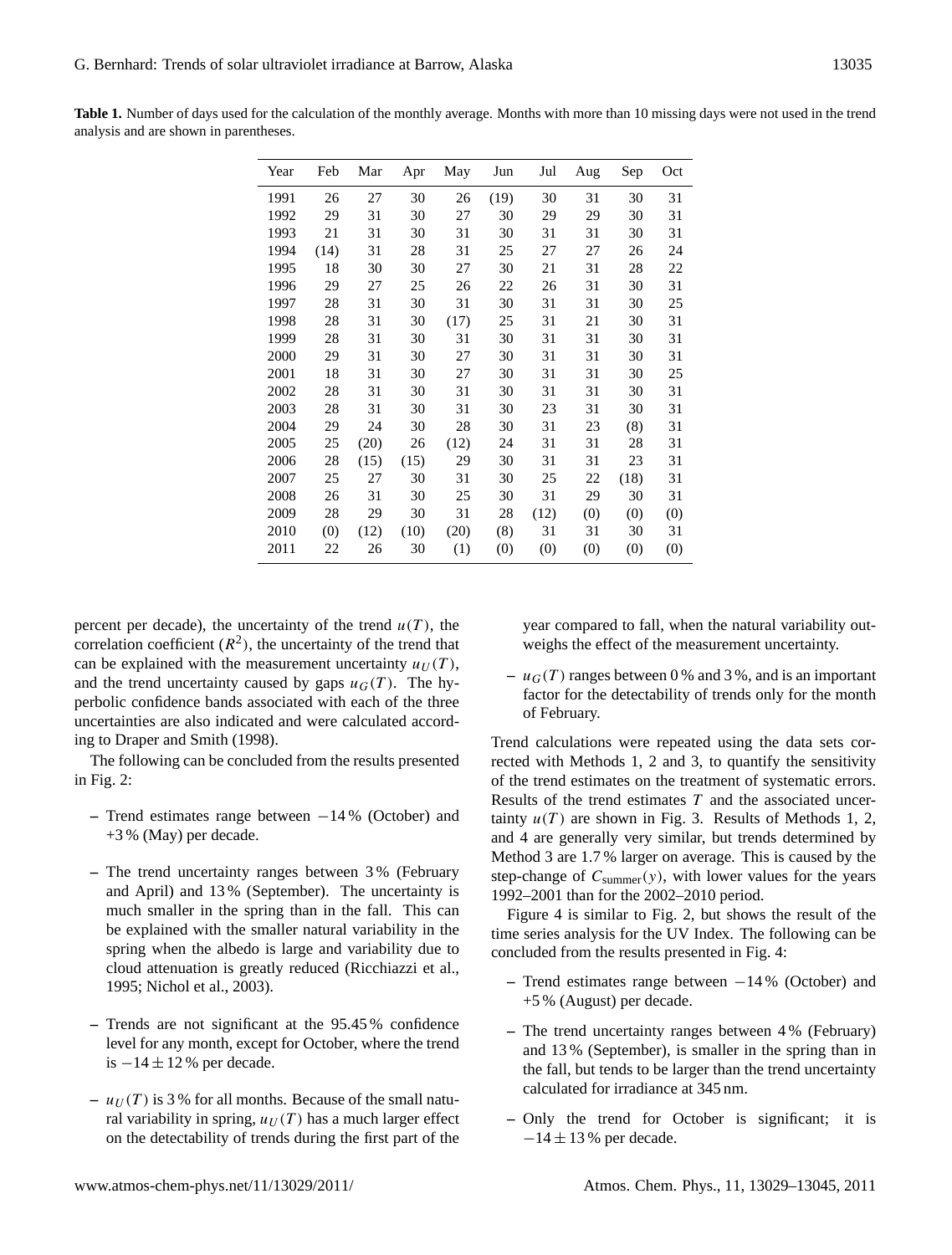**Table 1.** Number of days used for the calculation of the monthly average. Months with more than 10 missing days were not used in the trend analysis and are shown in parentheses.

| Year | Feb | Mar | Apr | May | Jun | Jul | Aug | Sep | Oct |
|---|---|---|---|---|---|---|---|---|---|
| 1991 | 26 | 27 | 30 | 26 | (19) | 30 | 31 | 30 | 31 |
| 1992 | 29 | 31 | 30 | 27 | 30 | 29 | 29 | 30 | 31 |
| 1993 | 21 | 31 | 30 | 31 | 30 | 31 | 31 | 30 | 31 |
| 1994 | (14) | 31 | 28 | 31 | 25 | 27 | 27 | 26 | 24 |
| 1995 | 18 | 30 | 30 | 27 | 30 | 21 | 31 | 28 | 22 |
| 1996 | 29 | 27 | 25 | 26 | 22 | 26 | 31 | 30 | 31 |
| 1997 | 28 | 31 | 30 | 31 | 30 | 31 | 31 | 30 | 25 |
| 1998 | 28 | 31 | 30 | (17) | 25 | 31 | 21 | 30 | 31 |
| 1999 | 28 | 31 | 30 | 31 | 30 | 31 | 31 | 30 | 31 |
| 2000 | 29 | 31 | 30 | 27 | 30 | 31 | 31 | 30 | 31 |
| 2001 | 18 | 31 | 30 | 27 | 30 | 31 | 31 | 30 | 25 |
| 2002 | 28 | 31 | 30 | 31 | 30 | 31 | 31 | 30 | 31 |
| 2003 | 28 | 31 | 30 | 31 | 30 | 23 | 31 | 30 | 31 |
| 2004 | 29 | 24 | 30 | 28 | 30 | 31 | 23 | (8) | 31 |
| 2005 | 25 | (20) | 26 | (12) | 24 | 31 | 31 | 28 | 31 |
| 2006 | 28 | (15) | (15) | 29 | 30 | 31 | 31 | 23 | 31 |
| 2007 | 25 | 27 | 30 | 31 | 30 | 25 | 22 | (18) | 31 |
| 2008 | 26 | 31 | 30 | 25 | 30 | 31 | 29 | 30 | 31 |
| 2009 | 28 | 29 | 30 | 31 | 28 | (12) | (0) | (0) | (0) |
| 2010 | (0) | (12) | (10) | (20) | (8) | 31 | 31 | 30 | 31 |
| 2011 | 22 | 26 | 30 | (1) | (0) | (0) | (0) | (0) | (0) |

percent per decade), the uncertainty of the trend $u(T)$, the correlation coefficient ($R^2$), the uncertainty of the trend that can be explained with the measurement uncertainty $u_U(T)$, and the trend uncertainty caused by gaps $u_G(T)$. The hyperbolic confidence bands associated with each of the three uncertainties are also indicated and were calculated according to Draper and Smith (1998).

The following can be concluded from the results presented in Fig. 2:

- Trend estimates range between −14 % (October) and +3 % (May) per decade.
- The trend uncertainty ranges between 3 % (February and April) and 13 % (September). The uncertainty is much smaller in the spring than in the fall. This can be explained with the smaller natural variability in the spring when the albedo is large and variability due to cloud attenuation is greatly reduced (Ricchiazzi et al., 1995; Nichol et al., 2003).
- Trends are not significant at the 95.45 % confidence level for any month, except for October, where the trend is $-14 \pm 12$ % per decade.
- $u_U(T)$ is 3 % for all months. Because of the small natural variability in spring, $u_U(T)$ has a much larger effect on the detectability of trends during the first part of the year compared to fall, when the natural variability outweighs the effect of the measurement uncertainty.
- $u_G(T)$ ranges between 0 % and 3 %, and is an important factor for the detectability of trends only for the month of February.

Trend calculations were repeated using the data sets corrected with Methods 1, 2 and 3, to quantify the sensitivity of the trend estimates on the treatment of systematic errors. Results of the trend estimates $T$ and the associated uncertainty $u(T)$ are shown in Fig. 3. Results of Methods 1, 2, and 4 are generally very similar, but trends determined by Method 3 are 1.7 % larger on average. This is caused by the step-change of $C_{\text{summer}}(y)$, with lower values for the years 1992–2001 than for the 2002–2010 period.

Figure 4 is similar to Fig. 2, but shows the result of the time series analysis for the UV Index. The following can be concluded from the results presented in Fig. 4:

- Trend estimates range between −14 % (October) and +5 % (August) per decade.
- The trend uncertainty ranges between 4 % (February) and 13 % (September), is smaller in the spring than in the fall, but tends to be larger than the trend uncertainty calculated for irradiance at 345 nm.
- Only the trend for October is significant; it is $-14 \pm 13$ % per decade.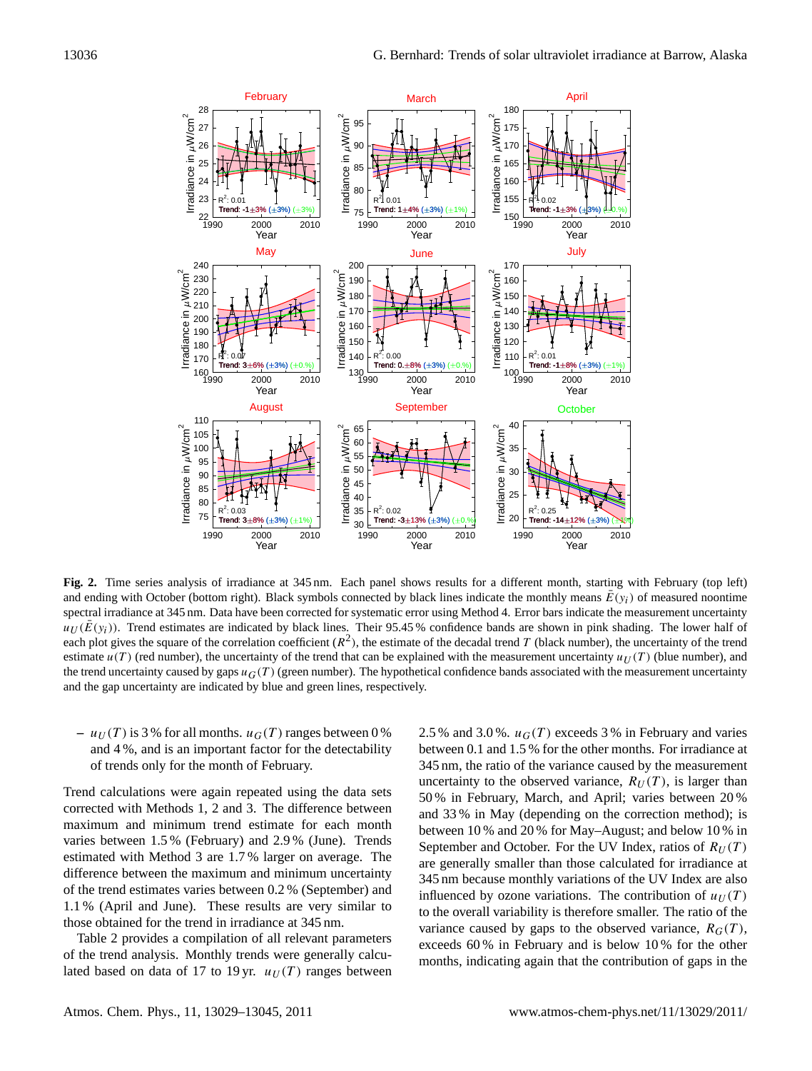**Fig. 2.** Time series analysis of irradiance at 345 nm. Each panel shows results for a different month, starting with February (top left) and ending with October (bottom right). Black symbols connected by black lines indicate the monthly means $\bar{E}(y_i)$ of measured noontime spectral irradiance at 345 nm. Data have been corrected for systematic error using Method 4. Error bars indicate the measurement uncertainty $u_U(\bar{E}(y_i))$. Trend estimates are indicated by black lines. Their 95.45 % confidence bands are shown in pink shading. The lower half of each plot gives the square of the correlation coefficient ($R^2$), the estimate of the decadal trend $T$ (black number), the uncertainty of the trend estimate $u(T)$ (red number), the uncertainty of the trend that can be explained with the measurement uncertainty $u_U(T)$ (blue number), and the trend uncertainty caused by gaps $u_G(T)$ (green number). The hypothetical confidence bands associated with the measurement uncertainty and the gap uncertainty are indicated by blue and green lines, respectively.

– $u_U(T)$ is 3 % for all months. $u_G(T)$ ranges between 0 % and 4 %, and is an important factor for the detectability of trends only for the month of February.

Trend calculations were again repeated using the data sets corrected with Methods 1, 2 and 3. The difference between maximum and minimum trend estimate for each month varies between 1.5 % (February) and 2.9 % (June). Trends estimated with Method 3 are 1.7 % larger on average. The difference between the maximum and minimum uncertainty of the trend estimates varies between 0.2 % (September) and 1.1 % (April and June). These results are very similar to those obtained for the trend in irradiance at 345 nm.

Table 2 provides a compilation of all relevant parameters of the trend analysis. Monthly trends were generally calculated based on data of 17 to 19 yr. $u_U(T)$ ranges between 2.5 % and 3.0 %. $u_G(T)$ exceeds 3 % in February and varies between 0.1 and 1.5 % for the other months. For irradiance at 345 nm, the ratio of the variance caused by the measurement uncertainty to the observed variance, $R_U(T)$, is larger than 50 % in February, March, and April; varies between 20 % and 33 % in May (depending on the correction method); is between 10 % and 20 % for May–August; and below 10 % in September and October. For the UV Index, ratios of $R_U(T)$ are generally smaller than those calculated for irradiance at 345 nm because monthly variations of the UV Index are also influenced by ozone variations. The contribution of $u_U(T)$ to the overall variability is therefore smaller. The ratio of the variance caused by gaps to the observed variance, $R_G(T)$, exceeds 60 % in February and is below 10 % for the other months, indicating again that the contribution of gaps in the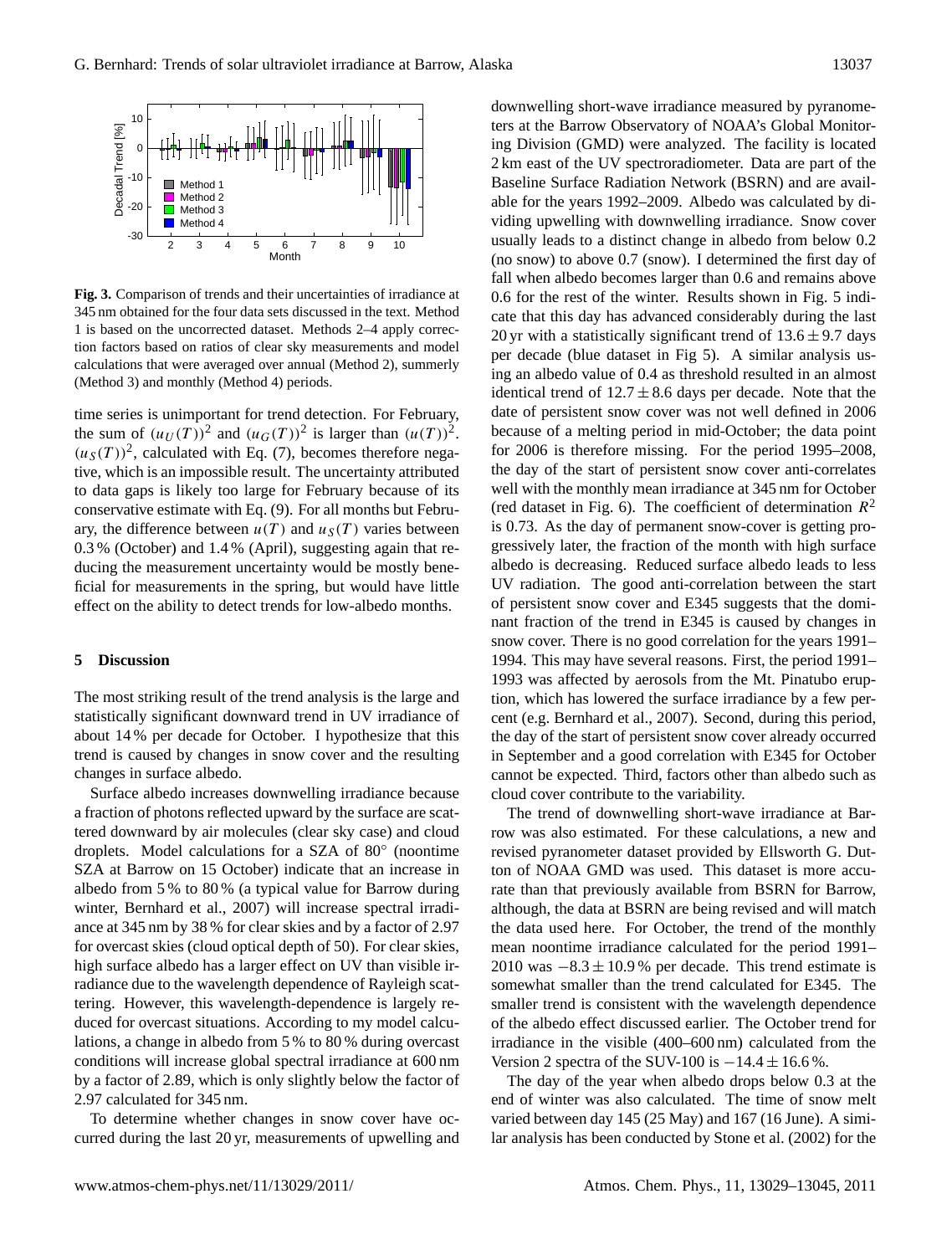**Fig. 3.** Comparison of trends and their uncertainties of irradiance at 345 nm obtained for the four data sets discussed in the text. Method 1 is based on the uncorrected dataset. Methods 2–4 apply correction factors based on ratios of clear sky measurements and model calculations that were averaged over annual (Method 2), summerly (Method 3) and monthly (Method 4) periods.

time series is unimportant for trend detection. For February, the sum of $(u_U(T))^2$ and $(u_G(T))^2$ is larger than $(u(T))^2$. $(u_S(T))^2$, calculated with Eq. (7), becomes therefore negative, which is an impossible result. The uncertainty attributed to data gaps is likely too large for February because of its conservative estimate with Eq. (9). For all months but February, the difference between $u(T)$ and $u_S(T)$ varies between 0.3 % (October) and 1.4 % (April), suggesting again that reducing the measurement uncertainty would be mostly beneficial for measurements in the spring, but would have little effect on the ability to detect trends for low-albedo months.

## 5 Discussion

The most striking result of the trend analysis is the large and statistically significant downward trend in UV irradiance of about 14 % per decade for October. I hypothesize that this trend is caused by changes in snow cover and the resulting changes in surface albedo.

Surface albedo increases downwelling irradiance because a fraction of photons reflected upward by the surface are scattered downward by air molecules (clear sky case) and cloud droplets. Model calculations for a SZA of 80° (noontime SZA at Barrow on 15 October) indicate that an increase in albedo from 5 % to 80 % (a typical value for Barrow during winter, Bernhard et al., 2007) will increase spectral irradiance at 345 nm by 38 % for clear skies and by a factor of 2.97 for overcast skies (cloud optical depth of 50). For clear skies, high surface albedo has a larger effect on UV than visible irradiance due to the wavelength dependence of Rayleigh scattering. However, this wavelength-dependence is largely reduced for overcast situations. According to my model calculations, a change in albedo from 5 % to 80 % during overcast conditions will increase global spectral irradiance at 600 nm by a factor of 2.89, which is only slightly below the factor of 2.97 calculated for 345 nm.

To determine whether changes in snow cover have occurred during the last 20 yr, measurements of upwelling and downwelling short-wave irradiance measured by pyranometers at the Barrow Observatory of NOAA's Global Monitoring Division (GMD) were analyzed. The facility is located 2 km east of the UV spectroradiometer. Data are part of the Baseline Surface Radiation Network (BSRN) and are available for the years 1992–2009. Albedo was calculated by dividing upwelling with downwelling irradiance. Snow cover usually leads to a distinct change in albedo from below 0.2 (no snow) to above 0.7 (snow). I determined the first day of fall when albedo becomes larger than 0.6 and remains above 0.6 for the rest of the winter. Results shown in Fig. 5 indicate that this day has advanced considerably during the last 20 yr with a statistically significant trend of $13.6 \pm 9.7$ days per decade (blue dataset in Fig 5). A similar analysis using an albedo value of 0.4 as threshold resulted in an almost identical trend of $12.7 \pm 8.6$ days per decade. Note that the date of persistent snow cover was not well defined in 2006 because of a melting period in mid-October; the data point for 2006 is therefore missing. For the period 1995–2008, the day of the start of persistent snow cover anti-correlates well with the monthly mean irradiance at 345 nm for October (red dataset in Fig. 6). The coefficient of determination $R^2$ is 0.73. As the day of permanent snow-cover is getting progressively later, the fraction of the month with high surface albedo is decreasing. Reduced surface albedo leads to less UV radiation. The good anti-correlation between the start of persistent snow cover and E345 suggests that the dominant fraction of the trend in E345 is caused by changes in snow cover. There is no good correlation for the years 1991–1994. This may have several reasons. First, the period 1991–1993 was affected by aerosols from the Mt. Pinatubo eruption, which has lowered the surface irradiance by a few percent (e.g. Bernhard et al., 2007). Second, during this period, the day of the start of persistent snow cover already occurred in September and a good correlation with E345 for October cannot be expected. Third, factors other than albedo such as cloud cover contribute to the variability.

The trend of downwelling short-wave irradiance at Barrow was also estimated. For these calculations, a new and revised pyranometer dataset provided by Ellsworth G. Dutton of NOAA GMD was used. This dataset is more accurate than that previously available from BSRN for Barrow, although, the data at BSRN are being revised and will match the data used here. For October, the trend of the monthly mean noontime irradiance calculated for the period 1991–2010 was $-8.3 \pm 10.9$ % per decade. This trend estimate is somewhat smaller than the trend calculated for E345. The smaller trend is consistent with the wavelength dependence of the albedo effect discussed earlier. The October trend for irradiance in the visible (400–600 nm) calculated from the Version 2 spectra of the SUV-100 is $-14.4 \pm 16.6$ %.

The day of the year when albedo drops below 0.3 at the end of winter was also calculated. The time of snow melt varied between day 145 (25 May) and 167 (16 June). A similar analysis has been conducted by Stone et al. (2002) for the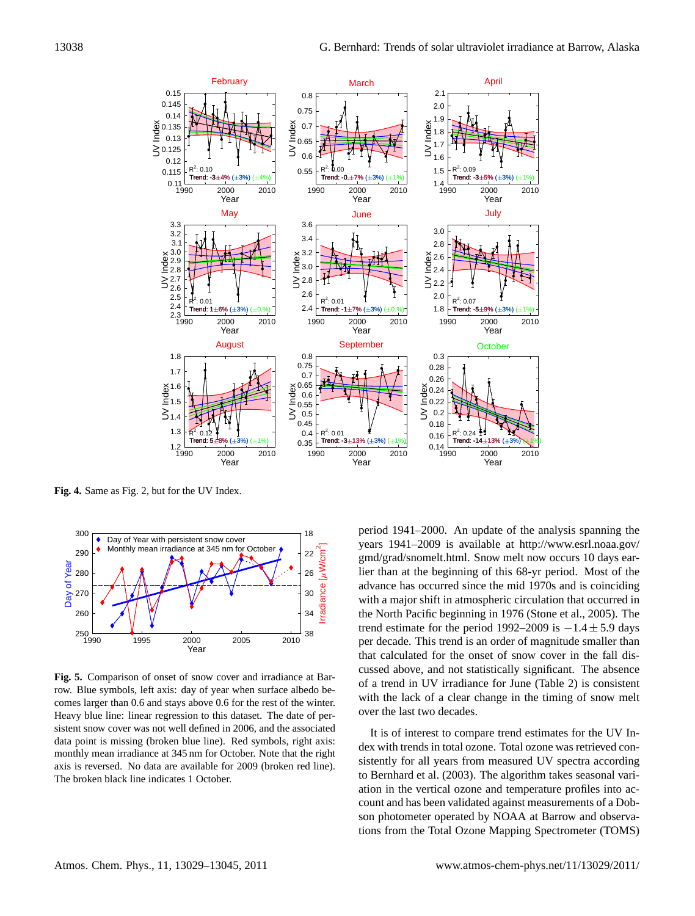**Fig. 4.** Same as Fig. 2, but for the UV Index.

**Fig. 5.** Comparison of onset of snow cover and irradiance at Barrow. Blue symbols, left axis: day of year when surface albedo becomes larger than 0.6 and stays above 0.6 for the rest of the winter. Heavy blue line: linear regression to this dataset. The date of persistent snow cover was not well defined in 2006, and the associated data point is missing (broken blue line). Red symbols, right axis: monthly mean irradiance at 345 nm for October. Note that the right axis is reversed. No data are available for 2009 (broken red line). The broken black line indicates 1 October.

period 1941–2000. An update of the analysis spanning the years 1941–2009 is available at http://www.esrl.noaa.gov/gmd/grad/snomelt.html. Snow melt now occurs 10 days earlier than at the beginning of this 68-yr period. Most of the advance has occurred since the mid 1970s and is coinciding with a major shift in atmospheric circulation that occurred in the North Pacific beginning in 1976 (Stone et al., 2005). The trend estimate for the period 1992–2009 is $-1.4 \pm 5.9$ days per decade. This trend is an order of magnitude smaller than that calculated for the onset of snow cover in the fall discussed above, and not statistically significant. The absence of a trend in UV irradiance for June (Table 2) is consistent with the lack of a clear change in the timing of snow melt over the last two decades.

It is of interest to compare trend estimates for the UV Index with trends in total ozone. Total ozone was retrieved consistently for all years from measured UV spectra according to Bernhard et al. (2003). The algorithm takes seasonal variation in the vertical ozone and temperature profiles into account and has been validated against measurements of a Dobson photometer operated by NOAA at Barrow and observations from the Total Ozone Mapping Spectrometer (TOMS)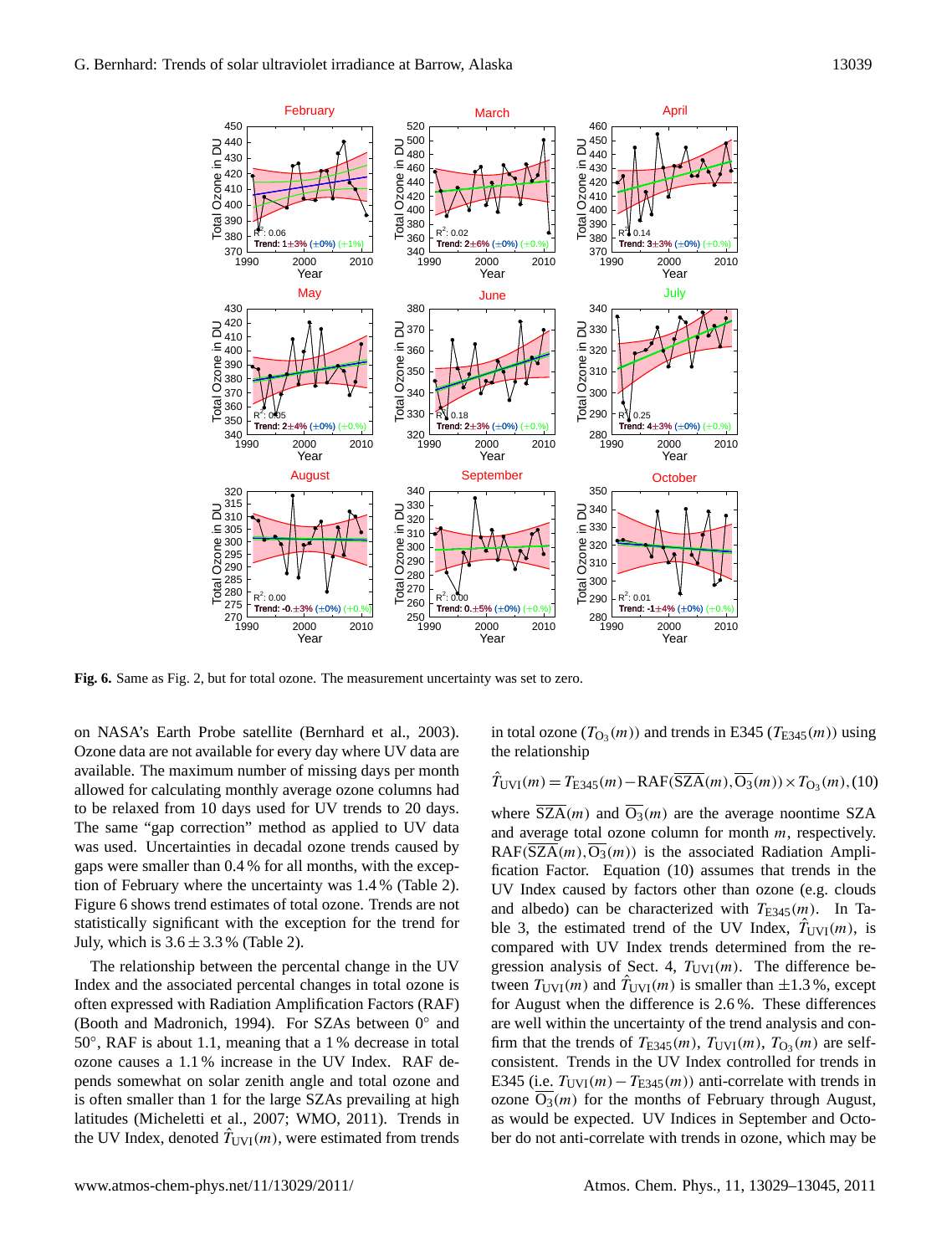**Fig. 6.** Same as Fig. 2, but for total ozone. The measurement uncertainty was set to zero.

on NASA's Earth Probe satellite (Bernhard et al., 2003). Ozone data are not available for every day where UV data are available. The maximum number of missing days per month allowed for calculating monthly average ozone columns had to be relaxed from 10 days used for UV trends to 20 days. The same "gap correction" method as applied to UV data was used. Uncertainties in decadal ozone trends caused by gaps were smaller than 0.4 % for all months, with the exception of February where the uncertainty was 1.4 % (Table 2). Figure 6 shows trend estimates of total ozone. Trends are not statistically significant with the exception for the trend for July, which is $3.6 \pm 3.3$ % (Table 2).

The relationship between the percental change in the UV Index and the associated percental changes in total ozone is often expressed with Radiation Amplification Factors (RAF) (Booth and Madronich, 1994). For SZAs between 0° and 50°, RAF is about 1.1, meaning that a 1 % decrease in total ozone causes a 1.1 % increase in the UV Index. RAF depends somewhat on solar zenith angle and total ozone and is often smaller than 1 for the large SZAs prevailing at high latitudes (Micheletti et al., 2007; WMO, 2011). Trends in the UV Index, denoted $\hat{T}_{\mathrm{UVI}}(m)$, were estimated from trends in total ozone ($T_{\mathrm{O_3}}(m)$) and trends in E345 ($T_{\mathrm{E345}}(m)$) using the relationship

$$\hat{T}_{\mathrm{UVI}}(m) = T_{\mathrm{E345}}(m) - \mathrm{RAF}(\overline{\mathrm{SZA}}(m), \overline{\mathrm{O_3}}(m)) \times T_{\mathrm{O_3}}(m), \quad (10)$$

where $\overline{\mathrm{SZA}}(m)$ and $\overline{\mathrm{O_3}}(m)$ are the average noontime SZA and average total ozone column for month $m$, respectively. $\mathrm{RAF}(\overline{\mathrm{SZA}}(m), \overline{\mathrm{O_3}}(m))$ is the associated Radiation Amplification Factor. Equation (10) assumes that trends in the UV Index caused by factors other than ozone (e.g. clouds and albedo) can be characterized with $T_{\mathrm{E345}}(m)$. In Table 3, the estimated trend of the UV Index, $\hat{T}_{\mathrm{UVI}}(m)$, is compared with UV Index trends determined from the regression analysis of Sect. 4, $T_{\mathrm{UVI}}(m)$. The difference between $T_{\mathrm{UVI}}(m)$ and $\hat{T}_{\mathrm{UVI}}(m)$ is smaller than $\pm 1.3$ %, except for August when the difference is 2.6 %. These differences are well within the uncertainty of the trend analysis and confirm that the trends of $T_{\mathrm{E345}}(m)$, $T_{\mathrm{UVI}}(m)$, $T_{\mathrm{O_3}}(m)$ are self-consistent. Trends in the UV Index controlled for trends in E345 (i.e. $T_{\mathrm{UVI}}(m) - T_{\mathrm{E345}}(m)$) anti-correlate with trends in ozone $\overline{\mathrm{O_3}}(m)$ for the months of February through August, as would be expected. UV Indices in September and October do not anti-correlate with trends in ozone, which may be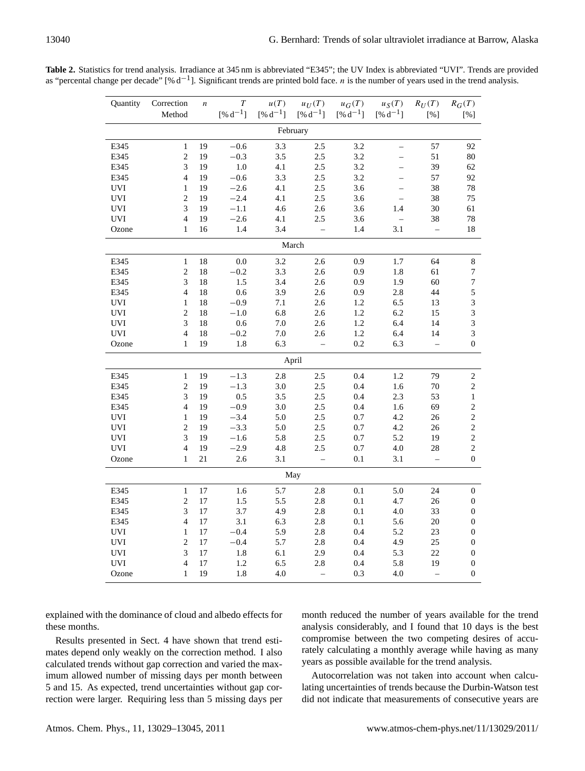**Table 2.** Statistics for trend analysis. Irradiance at 345 nm is abbreviated "E345"; the UV Index is abbreviated "UVI". Trends are provided as "percental change per decade" [% $d^{-1}$]. Significant trends are printed bold face. $n$ is the number of years used in the trend analysis.

| Quantity | Correction Method | $n$ | $T$ [% $d^{-1}$] | $u(T)$ [% $d^{-1}$] | $u_U(T)$ [% $d^{-1}$] | $u_G(T)$ [% $d^{-1}$] | $u_S(T)$ [% $d^{-1}$] | $R_U(T)$ [%] | $R_G(T)$ [%] |
|---|---|---|---|---|---|---|---|---|---|
| | | | | February | | | | | |
| E345 | 1 | 19 | −0.6 | 3.3 | 2.5 | 3.2 | – | 57 | 92 |
| E345 | 2 | 19 | −0.3 | 3.5 | 2.5 | 3.2 | – | 51 | 80 |
| E345 | 3 | 19 | 1.0 | 4.1 | 2.5 | 3.2 | – | 39 | 62 |
| E345 | 4 | 19 | −0.6 | 3.3 | 2.5 | 3.2 | – | 57 | 92 |
| UVI | 1 | 19 | −2.6 | 4.1 | 2.5 | 3.6 | – | 38 | 78 |
| UVI | 2 | 19 | −2.4 | 4.1 | 2.5 | 3.6 | – | 38 | 75 |
| UVI | 3 | 19 | −1.1 | 4.6 | 2.6 | 3.6 | 1.4 | 30 | 61 |
| UVI | 4 | 19 | −2.6 | 4.1 | 2.5 | 3.6 | – | 38 | 78 |
| Ozone | 1 | 16 | 1.4 | 3.4 | – | 1.4 | 3.1 | – | 18 |
| | | | | March | | | | | |
| E345 | 1 | 18 | 0.0 | 3.2 | 2.6 | 0.9 | 1.7 | 64 | 8 |
| E345 | 2 | 18 | −0.2 | 3.3 | 2.6 | 0.9 | 1.8 | 61 | 7 |
| E345 | 3 | 18 | 1.5 | 3.4 | 2.6 | 0.9 | 1.9 | 60 | 7 |
| E345 | 4 | 18 | 0.6 | 3.9 | 2.6 | 0.9 | 2.8 | 44 | 5 |
| UVI | 1 | 18 | −0.9 | 7.1 | 2.6 | 1.2 | 6.5 | 13 | 3 |
| UVI | 2 | 18 | −1.0 | 6.8 | 2.6 | 1.2 | 6.2 | 15 | 3 |
| UVI | 3 | 18 | 0.6 | 7.0 | 2.6 | 1.2 | 6.4 | 14 | 3 |
| UVI | 4 | 18 | −0.2 | 7.0 | 2.6 | 1.2 | 6.4 | 14 | 3 |
| Ozone | 1 | 19 | 1.8 | 6.3 | – | 0.2 | 6.3 | – | 0 |
| | | | | April | | | | | |
| E345 | 1 | 19 | −1.3 | 2.8 | 2.5 | 0.4 | 1.2 | 79 | 2 |
| E345 | 2 | 19 | −1.3 | 3.0 | 2.5 | 0.4 | 1.6 | 70 | 2 |
| E345 | 3 | 19 | 0.5 | 3.5 | 2.5 | 0.4 | 2.3 | 53 | 1 |
| E345 | 4 | 19 | −0.9 | 3.0 | 2.5 | 0.4 | 1.6 | 69 | 2 |
| UVI | 1 | 19 | −3.4 | 5.0 | 2.5 | 0.7 | 4.2 | 26 | 2 |
| UVI | 2 | 19 | −3.3 | 5.0 | 2.5 | 0.7 | 4.2 | 26 | 2 |
| UVI | 3 | 19 | −1.6 | 5.8 | 2.5 | 0.7 | 5.2 | 19 | 2 |
| UVI | 4 | 19 | −2.9 | 4.8 | 2.5 | 0.7 | 4.0 | 28 | 2 |
| Ozone | 1 | 21 | 2.6 | 3.1 | – | 0.1 | 3.1 | – | 0 |
| | | | | May | | | | | |
| E345 | 1 | 17 | 1.6 | 5.7 | 2.8 | 0.1 | 5.0 | 24 | 0 |
| E345 | 2 | 17 | 1.5 | 5.5 | 2.8 | 0.1 | 4.7 | 26 | 0 |
| E345 | 3 | 17 | 3.7 | 4.9 | 2.8 | 0.1 | 4.0 | 33 | 0 |
| E345 | 4 | 17 | 3.1 | 6.3 | 2.8 | 0.1 | 5.6 | 20 | 0 |
| UVI | 1 | 17 | −0.4 | 5.9 | 2.8 | 0.4 | 5.2 | 23 | 0 |
| UVI | 2 | 17 | −0.4 | 5.7 | 2.8 | 0.4 | 4.9 | 25 | 0 |
| UVI | 3 | 17 | 1.8 | 6.1 | 2.9 | 0.4 | 5.3 | 22 | 0 |
| UVI | 4 | 17 | 1.2 | 6.5 | 2.8 | 0.4 | 5.8 | 19 | 0 |
| Ozone | 1 | 19 | 1.8 | 4.0 | – | 0.3 | 4.0 | – | 0 |

explained with the dominance of cloud and albedo effects for these months.

Results presented in Sect. 4 have shown that trend estimates depend only weakly on the correction method. I also calculated trends without gap correction and varied the maximum allowed number of missing days per month between 5 and 15. As expected, trend uncertainties without gap correction were larger. Requiring less than 5 missing days per month reduced the number of years available for the trend analysis considerably, and I found that 10 days is the best compromise between the two competing desires of accurately calculating a monthly average while having as many years as possible available for the trend analysis.

Autocorrelation was not taken into account when calculating uncertainties of trends because the Durbin-Watson test did not indicate that measurements of consecutive years are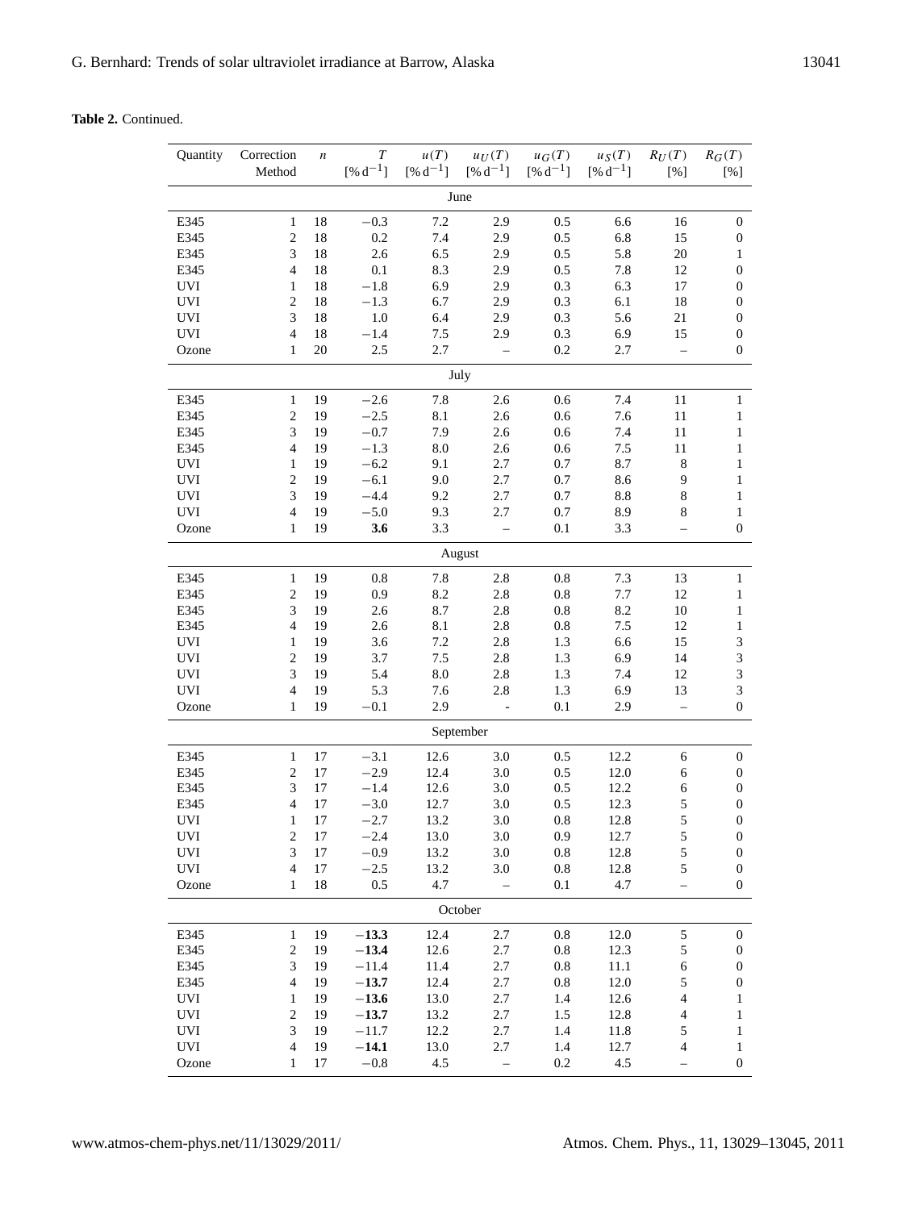**Table 2.** Continued.

| Quantity | Correction Method | $n$ | $T$ [% d$^{-1}$] | $u(T)$ [% d$^{-1}$] | $u_U(T)$ [% d$^{-1}$] | $u_G(T)$ [% d$^{-1}$] | $u_S(T)$ [% d$^{-1}$] | $R_U(T)$ [%] | $R_G(T)$ [%] |
|---|---|---|---|---|---|---|---|---|---|
| | | | | June | | | | | |
| E345 | 1 | 18 | −0.3 | 7.2 | 2.9 | 0.5 | 6.6 | 16 | 0 |
| E345 | 2 | 18 | 0.2 | 7.4 | 2.9 | 0.5 | 6.8 | 15 | 0 |
| E345 | 3 | 18 | 2.6 | 6.5 | 2.9 | 0.5 | 5.8 | 20 | 1 |
| E345 | 4 | 18 | 0.1 | 8.3 | 2.9 | 0.5 | 7.8 | 12 | 0 |
| UVI | 1 | 18 | −1.8 | 6.9 | 2.9 | 0.3 | 6.3 | 17 | 0 |
| UVI | 2 | 18 | −1.3 | 6.7 | 2.9 | 0.3 | 6.1 | 18 | 0 |
| UVI | 3 | 18 | 1.0 | 6.4 | 2.9 | 0.3 | 5.6 | 21 | 0 |
| UVI | 4 | 18 | −1.4 | 7.5 | 2.9 | 0.3 | 6.9 | 15 | 0 |
| Ozone | 1 | 20 | 2.5 | 2.7 | – | 0.2 | 2.7 | – | 0 |
| | | | | July | | | | | |
| E345 | 1 | 19 | −2.6 | 7.8 | 2.6 | 0.6 | 7.4 | 11 | 1 |
| E345 | 2 | 19 | −2.5 | 8.1 | 2.6 | 0.6 | 7.6 | 11 | 1 |
| E345 | 3 | 19 | −0.7 | 7.9 | 2.6 | 0.6 | 7.4 | 11 | 1 |
| E345 | 4 | 19 | −1.3 | 8.0 | 2.6 | 0.6 | 7.5 | 11 | 1 |
| UVI | 1 | 19 | −6.2 | 9.1 | 2.7 | 0.7 | 8.7 | 8 | 1 |
| UVI | 2 | 19 | −6.1 | 9.0 | 2.7 | 0.7 | 8.6 | 9 | 1 |
| UVI | 3 | 19 | −4.4 | 9.2 | 2.7 | 0.7 | 8.8 | 8 | 1 |
| UVI | 4 | 19 | −5.0 | 9.3 | 2.7 | 0.7 | 8.9 | 8 | 1 |
| Ozone | 1 | 19 | **3.6** | 3.3 | – | 0.1 | 3.3 | – | 0 |
| | | | | August | | | | | |
| E345 | 1 | 19 | 0.8 | 7.8 | 2.8 | 0.8 | 7.3 | 13 | 1 |
| E345 | 2 | 19 | 0.9 | 8.2 | 2.8 | 0.8 | 7.7 | 12 | 1 |
| E345 | 3 | 19 | 2.6 | 8.7 | 2.8 | 0.8 | 8.2 | 10 | 1 |
| E345 | 4 | 19 | 2.6 | 8.1 | 2.8 | 0.8 | 7.5 | 12 | 1 |
| UVI | 1 | 19 | 3.6 | 7.2 | 2.8 | 1.3 | 6.6 | 15 | 3 |
| UVI | 2 | 19 | 3.7 | 7.5 | 2.8 | 1.3 | 6.9 | 14 | 3 |
| UVI | 3 | 19 | 5.4 | 8.0 | 2.8 | 1.3 | 7.4 | 12 | 3 |
| UVI | 4 | 19 | 5.3 | 7.6 | 2.8 | 1.3 | 6.9 | 13 | 3 |
| Ozone | 1 | 19 | −0.1 | 2.9 | - | 0.1 | 2.9 | – | 0 |
| | | | | September | | | | | |
| E345 | 1 | 17 | −3.1 | 12.6 | 3.0 | 0.5 | 12.2 | 6 | 0 |
| E345 | 2 | 17 | −2.9 | 12.4 | 3.0 | 0.5 | 12.0 | 6 | 0 |
| E345 | 3 | 17 | −1.4 | 12.6 | 3.0 | 0.5 | 12.2 | 6 | 0 |
| E345 | 4 | 17 | −3.0 | 12.7 | 3.0 | 0.5 | 12.3 | 5 | 0 |
| UVI | 1 | 17 | −2.7 | 13.2 | 3.0 | 0.8 | 12.8 | 5 | 0 |
| UVI | 2 | 17 | −2.4 | 13.0 | 3.0 | 0.9 | 12.7 | 5 | 0 |
| UVI | 3 | 17 | −0.9 | 13.2 | 3.0 | 0.8 | 12.8 | 5 | 0 |
| UVI | 4 | 17 | −2.5 | 13.2 | 3.0 | 0.8 | 12.8 | 5 | 0 |
| Ozone | 1 | 18 | 0.5 | 4.7 | – | 0.1 | 4.7 | – | 0 |
| | | | | October | | | | | |
| E345 | 1 | 19 | **−13.3** | 12.4 | 2.7 | 0.8 | 12.0 | 5 | 0 |
| E345 | 2 | 19 | **−13.4** | 12.6 | 2.7 | 0.8 | 12.3 | 5 | 0 |
| E345 | 3 | 19 | −11.4 | 11.4 | 2.7 | 0.8 | 11.1 | 6 | 0 |
| E345 | 4 | 19 | **−13.7** | 12.4 | 2.7 | 0.8 | 12.0 | 5 | 0 |
| UVI | 1 | 19 | **−13.6** | 13.0 | 2.7 | 1.4 | 12.6 | 4 | 1 |
| UVI | 2 | 19 | **−13.7** | 13.2 | 2.7 | 1.5 | 12.8 | 4 | 1 |
| UVI | 3 | 19 | −11.7 | 12.2 | 2.7 | 1.4 | 11.8 | 5 | 1 |
| UVI | 4 | 19 | **−14.1** | 13.0 | 2.7 | 1.4 | 12.7 | 4 | 1 |
| Ozone | 1 | 17 | −0.8 | 4.5 | – | 0.2 | 4.5 | – | 0 |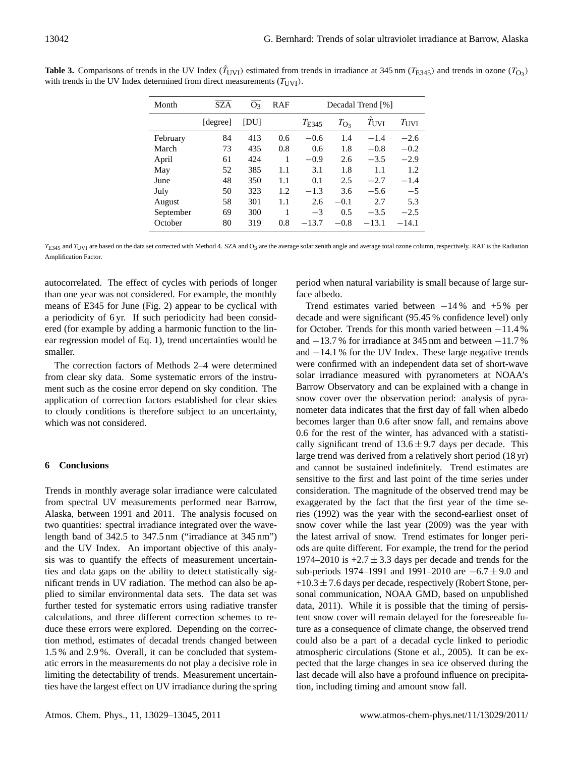**Table 3.** Comparisons of trends in the UV Index ($\hat{T}_{\mathrm{UVI}}$) estimated from trends in irradiance at 345 nm ($T_{\mathrm{E345}}$) and trends in ozone ($T_{\mathrm{O_3}}$) with trends in the UV Index determined from direct measurements ($T_{\mathrm{UVI}}$).

| Month | $\overline{\mathrm{SZA}}$ | $\overline{\mathrm{O_3}}$ | RAF | Decadal Trend [%] | | | |
|---|---|---|---|---|---|---|---|
| | [degree] | [DU] | | $T_{\mathrm{E345}}$ | $T_{\mathrm{O_3}}$ | $\hat{T}_{\mathrm{UVI}}$ | $T_{\mathrm{UVI}}$ |
| February | 84 | 413 | 0.6 | −0.6 | 1.4 | −1.4 | −2.6 |
| March | 73 | 435 | 0.8 | 0.6 | 1.8 | −0.8 | −0.2 |
| April | 61 | 424 | 1 | −0.9 | 2.6 | −3.5 | −2.9 |
| May | 52 | 385 | 1.1 | 3.1 | 1.8 | 1.1 | 1.2 |
| June | 48 | 350 | 1.1 | 0.1 | 2.5 | −2.7 | −1.4 |
| July | 50 | 323 | 1.2 | −1.3 | 3.6 | −5.6 | −5 |
| August | 58 | 301 | 1.1 | 2.6 | −0.1 | 2.7 | 5.3 |
| September | 69 | 300 | 1 | −3 | 0.5 | −3.5 | −2.5 |
| October | 80 | 319 | 0.8 | −13.7 | −0.8 | −13.1 | −14.1 |

$T_{\mathrm{E345}}$ and $T_{\mathrm{UVI}}$ are based on the data set corrected with Method 4. $\overline{\mathrm{SZA}}$ and $\overline{\mathrm{O_3}}$ are the average solar zenith angle and average total ozone column, respectively. RAF is the Radiation Amplification Factor.

autocorrelated. The effect of cycles with periods of longer than one year was not considered. For example, the monthly means of E345 for June (Fig. 2) appear to be cyclical with a periodicity of 6 yr. If such periodicity had been considered (for example by adding a harmonic function to the linear regression model of Eq. 1), trend uncertainties would be smaller.

The correction factors of Methods 2–4 were determined from clear sky data. Some systematic errors of the instrument such as the cosine error depend on sky condition. The application of correction factors established for clear skies to cloudy conditions is therefore subject to an uncertainty, which was not considered.

## 6 Conclusions

Trends in monthly average solar irradiance were calculated from spectral UV measurements performed near Barrow, Alaska, between 1991 and 2011. The analysis focused on two quantities: spectral irradiance integrated over the wavelength band of 342.5 to 347.5 nm ("irradiance at 345 nm") and the UV Index. An important objective of this analysis was to quantify the effects of measurement uncertainties and data gaps on the ability to detect statistically significant trends in UV radiation. The method can also be applied to similar environmental data sets. The data set was further tested for systematic errors using radiative transfer calculations, and three different correction schemes to reduce these errors were explored. Depending on the correction method, estimates of decadal trends changed between 1.5 % and 2.9 %. Overall, it can be concluded that systematic errors in the measurements do not play a decisive role in limiting the detectability of trends. Measurement uncertainties have the largest effect on UV irradiance during the spring period when natural variability is small because of large surface albedo.

Trend estimates varied between −14 % and +5 % per decade and were significant (95.45 % confidence level) only for October. Trends for this month varied between −11.4 % and −13.7 % for irradiance at 345 nm and between −11.7 % and −14.1 % for the UV Index. These large negative trends were confirmed with an independent data set of short-wave solar irradiance measured with pyranometers at NOAA's Barrow Observatory and can be explained with a change in snow cover over the observation period: analysis of pyranometer data indicates that the first day of fall when albedo becomes larger than 0.6 after snow fall, and remains above 0.6 for the rest of the winter, has advanced with a statistically significant trend of $13.6 \pm 9.7$ days per decade. This large trend was derived from a relatively short period (18 yr) and cannot be sustained indefinitely. Trend estimates are sensitive to the first and last point of the time series under consideration. The magnitude of the observed trend may be exaggerated by the fact that the first year of the time series (1992) was the year with the second-earliest onset of snow cover while the last year (2009) was the year with the latest arrival of snow. Trend estimates for longer periods are quite different. For example, the trend for the period 1974–2010 is $+2.7 \pm 3.3$ days per decade and trends for the sub-periods 1974–1991 and 1991–2010 are $-6.7 \pm 9.0$ and $+10.3 \pm 7.6$ days per decade, respectively (Robert Stone, personal communication, NOAA GMD, based on unpublished data, 2011). While it is possible that the timing of persistent snow cover will remain delayed for the foreseeable future as a consequence of climate change, the observed trend could also be a part of a decadal cycle linked to periodic atmospheric circulations (Stone et al., 2005). It can be expected that the large changes in sea ice observed during the last decade will also have a profound influence on precipitation, including timing and amount snow fall.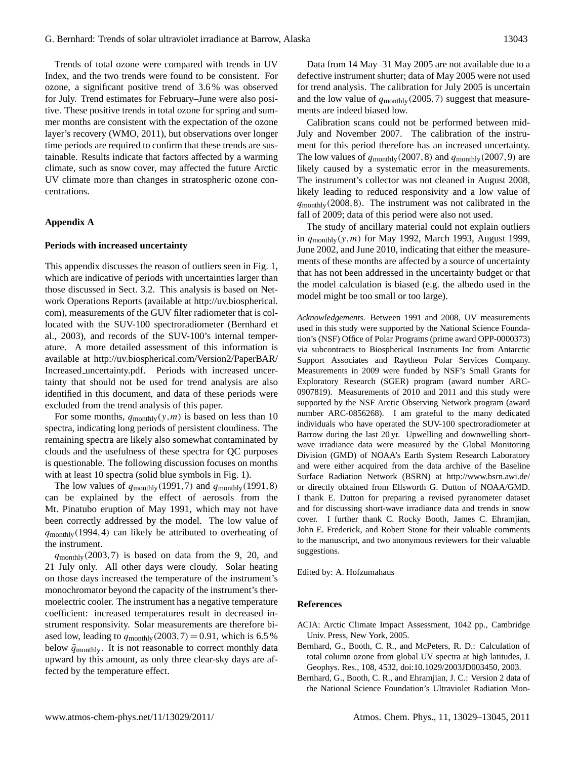Trends of total ozone were compared with trends in UV Index, and the two trends were found to be consistent. For ozone, a significant positive trend of 3.6 % was observed for July. Trend estimates for February–June were also positive. These positive trends in total ozone for spring and summer months are consistent with the expectation of the ozone layer's recovery (WMO, 2011), but observations over longer time periods are required to confirm that these trends are sustainable. Results indicate that factors affected by a warming climate, such as snow cover, may affected the future Arctic UV climate more than changes in stratospheric ozone concentrations.

## Appendix A

### Periods with increased uncertainty

This appendix discusses the reason of outliers seen in Fig. 1, which are indicative of periods with uncertainties larger than those discussed in Sect. 3.2. This analysis is based on Network Operations Reports (available at http://uv.biospherical.com), measurements of the GUV filter radiometer that is collocated with the SUV-100 spectroradiometer (Bernhard et al., 2003), and records of the SUV-100's internal temperature. A more detailed assessment of this information is available at http://uv.biospherical.com/Version2/PaperBAR/Increased_uncertainty.pdf. Periods with increased uncertainty that should not be used for trend analysis are also identified in this document, and data of these periods were excluded from the trend analysis of this paper.

For some months, $q_{\text{monthly}}(y,m)$ is based on less than 10 spectra, indicating long periods of persistent cloudiness. The remaining spectra are likely also somewhat contaminated by clouds and the usefulness of these spectra for QC purposes is questionable. The following discussion focuses on months with at least 10 spectra (solid blue symbols in Fig. 1).

The low values of $q_{\text{monthly}}(1991,7)$ and $q_{\text{monthly}}(1991,8)$ can be explained by the effect of aerosols from the Mt. Pinatubo eruption of May 1991, which may not have been correctly addressed by the model. The low value of $q_{\text{monthly}}(1994,4)$ can likely be attributed to overheating of the instrument.

$q_{\text{monthly}}(2003,7)$ is based on data from the 9, 20, and 21 July only. All other days were cloudy. Solar heating on those days increased the temperature of the instrument's monochromator beyond the capacity of the instrument's thermoelectric cooler. The instrument has a negative temperature coefficient: increased temperatures result in decreased instrument responsivity. Solar measurements are therefore biased low, leading to $q_{\text{monthly}}(2003,7) = 0.91$, which is 6.5 % below $\bar{q}_{\text{monthly}}$. It is not reasonable to correct monthly data upward by this amount, as only three clear-sky days are affected by the temperature effect.

Data from 14 May–31 May 2005 are not available due to a defective instrument shutter; data of May 2005 were not used for trend analysis. The calibration for July 2005 is uncertain and the low value of $q_{\text{monthly}}(2005,7)$ suggest that measurements are indeed biased low.

Calibration scans could not be performed between mid-July and November 2007. The calibration of the instrument for this period therefore has an increased uncertainty. The low values of $q_{\text{monthly}}(2007,8)$ and $q_{\text{monthly}}(2007,9)$ are likely caused by a systematic error in the measurements. The instrument's collector was not cleaned in August 2008, likely leading to reduced responsivity and a low value of $q_{\text{monthly}}(2008,8)$. The instrument was not calibrated in the fall of 2009; data of this period were also not used.

The study of ancillary material could not explain outliers in $q_{\text{monthly}}(y,m)$ for May 1992, March 1993, August 1999, June 2002, and June 2010, indicating that either the measurements of these months are affected by a source of uncertainty that has not been addressed in the uncertainty budget or that the model calculation is biased (e.g. the albedo used in the model might be too small or too large).

*Acknowledgements.* Between 1991 and 2008, UV measurements used in this study were supported by the National Science Foundation's (NSF) Office of Polar Programs (prime award OPP-0000373) via subcontracts to Biospherical Instruments Inc from Antarctic Support Associates and Raytheon Polar Services Company. Measurements in 2009 were funded by NSF's Small Grants for Exploratory Research (SGER) program (award number ARC-0907819). Measurements of 2010 and 2011 and this study were supported by the NSF Arctic Observing Network program (award number ARC-0856268). I am grateful to the many dedicated individuals who have operated the SUV-100 spectroradiometer at Barrow during the last 20 yr. Upwelling and downwelling short-wave irradiance data were measured by the Global Monitoring Division (GMD) of NOAA's Earth System Research Laboratory and were either acquired from the data archive of the Baseline Surface Radiation Network (BSRN) at http://www.bsrn.awi.de/ or directly obtained from Ellsworth G. Dutton of NOAA/GMD. I thank E. Dutton for preparing a revised pyranometer dataset and for discussing short-wave irradiance data and trends in snow cover. I further thank C. Rocky Booth, James C. Ehramjian, John E. Frederick, and Robert Stone for their valuable comments to the manuscript, and two anonymous reviewers for their valuable suggestions.

Edited by: A. Hofzumahaus

## References

ACIA: Arctic Climate Impact Assessment, 1042 pp., Cambridge Univ. Press, New York, 2005.

Bernhard, G., Booth, C. R., and McPeters, R. D.: Calculation of total column ozone from global UV spectra at high latitudes, J. Geophys. Res., 108, 4532, doi:10.1029/2003JD003450, 2003.

Bernhard, G., Booth, C. R., and Ehramjian, J. C.: Version 2 data of the National Science Foundation's Ultraviolet Radiation Mon-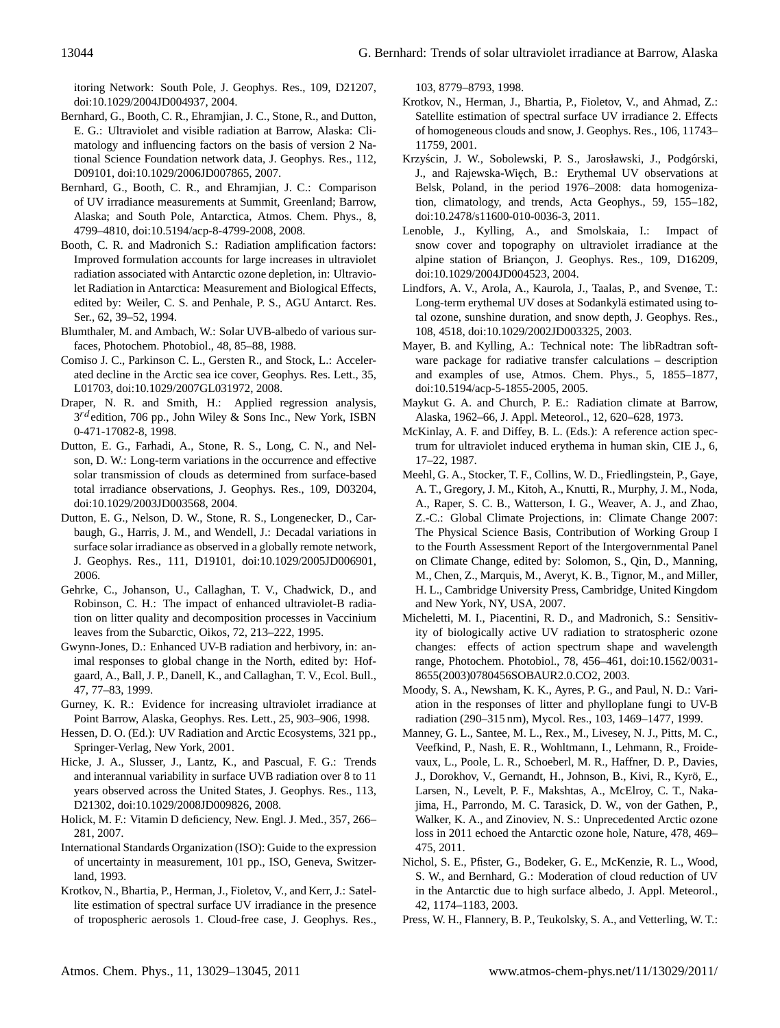itoring Network: South Pole, J. Geophys. Res., 109, D21207, doi:10.1029/2004JD004937, 2004.

Bernhard, G., Booth, C. R., Ehramjian, J. C., Stone, R., and Dutton, E. G.: Ultraviolet and visible radiation at Barrow, Alaska: Climatology and influencing factors on the basis of version 2 National Science Foundation network data, J. Geophys. Res., 112, D09101, doi:10.1029/2006JD007865, 2007.

Bernhard, G., Booth, C. R., and Ehramjian, J. C.: Comparison of UV irradiance measurements at Summit, Greenland; Barrow, Alaska; and South Pole, Antarctica, Atmos. Chem. Phys., 8, 4799–4810, doi:10.5194/acp-8-4799-2008, 2008.

Booth, C. R. and Madronich S.: Radiation amplification factors: Improved formulation accounts for large increases in ultraviolet radiation associated with Antarctic ozone depletion, in: Ultraviolet Radiation in Antarctica: Measurement and Biological Effects, edited by: Weiler, C. S. and Penhale, P. S., AGU Antarct. Res. Ser., 62, 39–52, 1994.

Blumthaler, M. and Ambach, W.: Solar UVB-albedo of various surfaces, Photochem. Photobiol., 48, 85–88, 1988.

Comiso J. C., Parkinson C. L., Gersten R., and Stock, L.: Accelerated decline in the Arctic sea ice cover, Geophys. Res. Lett., 35, L01703, doi:10.1029/2007GL031972, 2008.

Draper, N. R. and Smith, H.: Applied regression analysis, $3^{rd}$edition, 706 pp., John Wiley & Sons Inc., New York, ISBN 0-471-17082-8, 1998.

Dutton, E. G., Farhadi, A., Stone, R. S., Long, C. N., and Nelson, D. W.: Long-term variations in the occurrence and effective solar transmission of clouds as determined from surface-based total irradiance observations, J. Geophys. Res., 109, D03204, doi:10.1029/2003JD003568, 2004.

Dutton, E. G., Nelson, D. W., Stone, R. S., Longenecker, D., Carbaugh, G., Harris, J. M., and Wendell, J.: Decadal variations in surface solar irradiance as observed in a globally remote network, J. Geophys. Res., 111, D19101, doi:10.1029/2005JD006901, 2006.

Gehrke, C., Johanson, U., Callaghan, T. V., Chadwick, D., and Robinson, C. H.: The impact of enhanced ultraviolet-B radiation on litter quality and decomposition processes in Vaccinium leaves from the Subarctic, Oikos, 72, 213–222, 1995.

Gwynn-Jones, D.: Enhanced UV-B radiation and herbivory, in: animal responses to global change in the North, edited by: Hofgaard, A., Ball, J. P., Danell, K., and Callaghan, T. V., Ecol. Bull., 47, 77–83, 1999.

Gurney, K. R.: Evidence for increasing ultraviolet irradiance at Point Barrow, Alaska, Geophys. Res. Lett., 25, 903–906, 1998.

Hessen, D. O. (Ed.): UV Radiation and Arctic Ecosystems, 321 pp., Springer-Verlag, New York, 2001.

Hicke, J. A., Slusser, J., Lantz, K., and Pascual, F. G.: Trends and interannual variability in surface UVB radiation over 8 to 11 years observed across the United States, J. Geophys. Res., 113, D21302, doi:10.1029/2008JD009826, 2008.

Holick, M. F.: Vitamin D deficiency, New. Engl. J. Med., 357, 266–281, 2007.

International Standards Organization (ISO): Guide to the expression of uncertainty in measurement, 101 pp., ISO, Geneva, Switzerland, 1993.

Krotkov, N., Bhartia, P., Herman, J., Fioletov, V., and Kerr, J.: Satellite estimation of spectral surface UV irradiance in the presence of tropospheric aerosols 1. Cloud-free case, J. Geophys. Res., 103, 8779–8793, 1998.

Krotkov, N., Herman, J., Bhartia, P., Fioletov, V., and Ahmad, Z.: Satellite estimation of spectral surface UV irradiance 2. Effects of homogeneous clouds and snow, J. Geophys. Res., 106, 11743–11759, 2001.

Krzyścin, J. W., Sobolewski, P. S., Jarosławski, J., Podgórski, J., and Rajewska-Więch, B.: Erythemal UV observations at Belsk, Poland, in the period 1976–2008: data homogenization, climatology, and trends, Acta Geophys., 59, 155–182, doi:10.2478/s11600-010-0036-3, 2011.

Lenoble, J., Kylling, A., and Smolskaia, I.: Impact of snow cover and topography on ultraviolet irradiance at the alpine station of Briançon, J. Geophys. Res., 109, D16209, doi:10.1029/2004JD004523, 2004.

Lindfors, A. V., Arola, A., Kaurola, J., Taalas, P., and Svenøe, T.: Long-term erythemal UV doses at Sodankylä estimated using total ozone, sunshine duration, and snow depth, J. Geophys. Res., 108, 4518, doi:10.1029/2002JD003325, 2003.

Mayer, B. and Kylling, A.: Technical note: The libRadtran software package for radiative transfer calculations – description and examples of use, Atmos. Chem. Phys., 5, 1855–1877, doi:10.5194/acp-5-1855-2005, 2005.

Maykut G. A. and Church, P. E.: Radiation climate at Barrow, Alaska, 1962–66, J. Appl. Meteorol., 12, 620–628, 1973.

McKinlay, A. F. and Diffey, B. L. (Eds.): A reference action spectrum for ultraviolet induced erythema in human skin, CIE J., 6, 17–22, 1987.

Meehl, G. A., Stocker, T. F., Collins, W. D., Friedlingstein, P., Gaye, A. T., Gregory, J. M., Kitoh, A., Knutti, R., Murphy, J. M., Noda, A., Raper, S. C. B., Watterson, I. G., Weaver, A. J., and Zhao, Z.-C.: Global Climate Projections, in: Climate Change 2007: The Physical Science Basis, Contribution of Working Group I to the Fourth Assessment Report of the Intergovernmental Panel on Climate Change, edited by: Solomon, S., Qin, D., Manning, M., Chen, Z., Marquis, M., Averyt, K. B., Tignor, M., and Miller, H. L., Cambridge University Press, Cambridge, United Kingdom and New York, NY, USA, 2007.

Micheletti, M. I., Piacentini, R. D., and Madronich, S.: Sensitivity of biologically active UV radiation to stratospheric ozone changes: effects of action spectrum shape and wavelength range, Photochem. Photobiol., 78, 456–461, doi:10.1562/0031-8655(2003)0780456SOBAUR2.0.CO2, 2003.

Moody, S. A., Newsham, K. K., Ayres, P. G., and Paul, N. D.: Variation in the responses of litter and phylloplane fungi to UV-B radiation (290–315 nm), Mycol. Res., 103, 1469–1477, 1999.

Manney, G. L., Santee, M. L., Rex., M., Livesey, N. J., Pitts, M. C., Veefkind, P., Nash, E. R., Wohltmann, I., Lehmann, R., Froidevaux, L., Poole, L. R., Schoeberl, M. R., Haffner, D. P., Davies, J., Dorokhov, V., Gernandt, H., Johnson, B., Kivi, R., Kyrö, E., Larsen, N., Levelt, P. F., Makshtas, A., McElroy, C. T., Nakajima, H., Parrondo, M. C. Tarasick, D. W., von der Gathen, P., Walker, K. A., and Zinoviev, N. S.: Unprecedented Arctic ozone loss in 2011 echoed the Antarctic ozone hole, Nature, 478, 469–475, 2011.

Nichol, S. E., Pfister, G., Bodeker, G. E., McKenzie, R. L., Wood, S. W., and Bernhard, G.: Moderation of cloud reduction of UV in the Antarctic due to high surface albedo, J. Appl. Meteorol., 42, 1174–1183, 2003.

Press, W. H., Flannery, B. P., Teukolsky, S. A., and Vetterling, W. T.: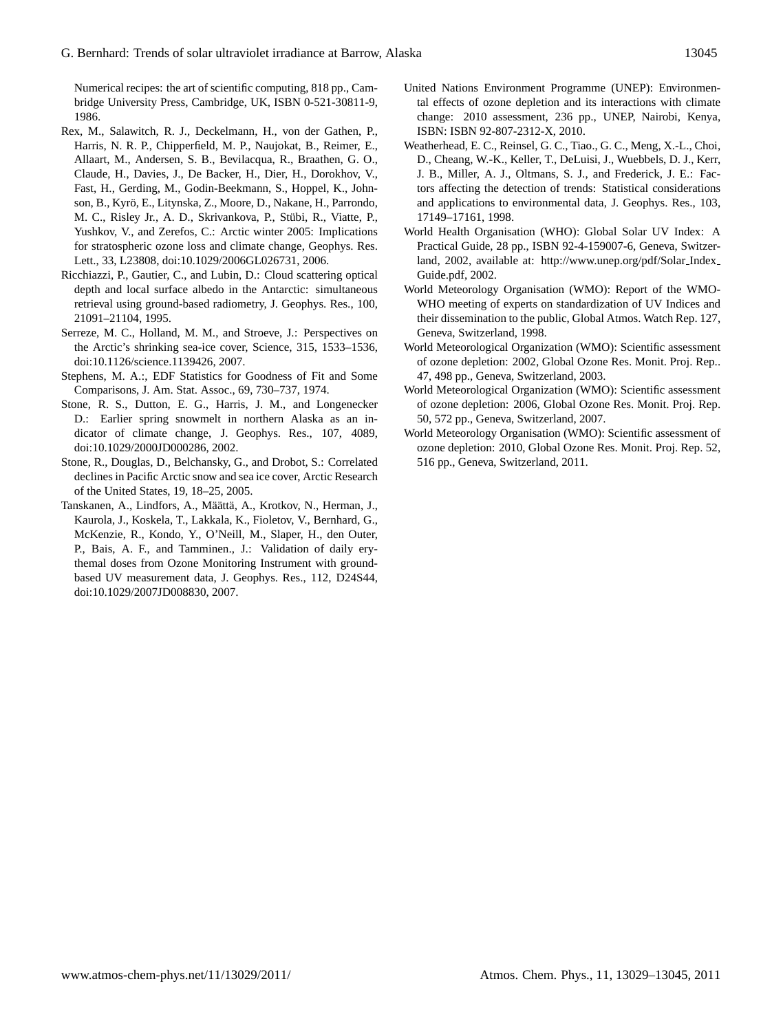Numerical recipes: the art of scientific computing, 818 pp., Cambridge University Press, Cambridge, UK, ISBN 0-521-30811-9, 1986.

Rex, M., Salawitch, R. J., Deckelmann, H., von der Gathen, P., Harris, N. R. P., Chipperfield, M. P., Naujokat, B., Reimer, E., Allaart, M., Andersen, S. B., Bevilacqua, R., Braathen, G. O., Claude, H., Davies, J., De Backer, H., Dier, H., Dorokhov, V., Fast, H., Gerding, M., Godin-Beekmann, S., Hoppel, K., Johnson, B., Kyrö, E., Litynska, Z., Moore, D., Nakane, H., Parrondo, M. C., Risley Jr., A. D., Skrivankova, P., Stübi, R., Viatte, P., Yushkov, V., and Zerefos, C.: Arctic winter 2005: Implications for stratospheric ozone loss and climate change, Geophys. Res. Lett., 33, L23808, doi:10.1029/2006GL026731, 2006.

Ricchiazzi, P., Gautier, C., and Lubin, D.: Cloud scattering optical depth and local surface albedo in the Antarctic: simultaneous retrieval using ground-based radiometry, J. Geophys. Res., 100, 21091–21104, 1995.

Serreze, M. C., Holland, M. M., and Stroeve, J.: Perspectives on the Arctic's shrinking sea-ice cover, Science, 315, 1533–1536, doi:10.1126/science.1139426, 2007.

Stephens, M. A.:, EDF Statistics for Goodness of Fit and Some Comparisons, J. Am. Stat. Assoc., 69, 730–737, 1974.

Stone, R. S., Dutton, E. G., Harris, J. M., and Longenecker D.: Earlier spring snowmelt in northern Alaska as an indicator of climate change, J. Geophys. Res., 107, 4089, doi:10.1029/2000JD000286, 2002.

Stone, R., Douglas, D., Belchansky, G., and Drobot, S.: Correlated declines in Pacific Arctic snow and sea ice cover, Arctic Research of the United States, 19, 18–25, 2005.

Tanskanen, A., Lindfors, A., Määttä, A., Krotkov, N., Herman, J., Kaurola, J., Koskela, T., Lakkala, K., Fioletov, V., Bernhard, G., McKenzie, R., Kondo, Y., O'Neill, M., Slaper, H., den Outer, P., Bais, A. F., and Tamminen., J.: Validation of daily erythemal doses from Ozone Monitoring Instrument with ground-based UV measurement data, J. Geophys. Res., 112, D24S44, doi:10.1029/2007JD008830, 2007.

United Nations Environment Programme (UNEP): Environmental effects of ozone depletion and its interactions with climate change: 2010 assessment, 236 pp., UNEP, Nairobi, Kenya, ISBN: ISBN 92-807-2312-X, 2010.

Weatherhead, E. C., Reinsel, G. C., Tiao., G. C., Meng, X.-L., Choi, D., Cheang, W.-K., Keller, T., DeLuisi, J., Wuebbels, D. J., Kerr, J. B., Miller, A. J., Oltmans, S. J., and Frederick, J. E.: Factors affecting the detection of trends: Statistical considerations and applications to environmental data, J. Geophys. Res., 103, 17149–17161, 1998.

World Health Organisation (WHO): Global Solar UV Index: A Practical Guide, 28 pp., ISBN 92-4-159007-6, Geneva, Switzerland, 2002, available at: http://www.unep.org/pdf/Solar_Index_Guide.pdf, 2002.

World Meteorology Organisation (WMO): Report of the WMO-WHO meeting of experts on standardization of UV Indices and their dissemination to the public, Global Atmos. Watch Rep. 127, Geneva, Switzerland, 1998.

World Meteorological Organization (WMO): Scientific assessment of ozone depletion: 2002, Global Ozone Res. Monit. Proj. Rep.. 47, 498 pp., Geneva, Switzerland, 2003.

World Meteorological Organization (WMO): Scientific assessment of ozone depletion: 2006, Global Ozone Res. Monit. Proj. Rep. 50, 572 pp., Geneva, Switzerland, 2007.

World Meteorology Organisation (WMO): Scientific assessment of ozone depletion: 2010, Global Ozone Res. Monit. Proj. Rep. 52, 516 pp., Geneva, Switzerland, 2011.